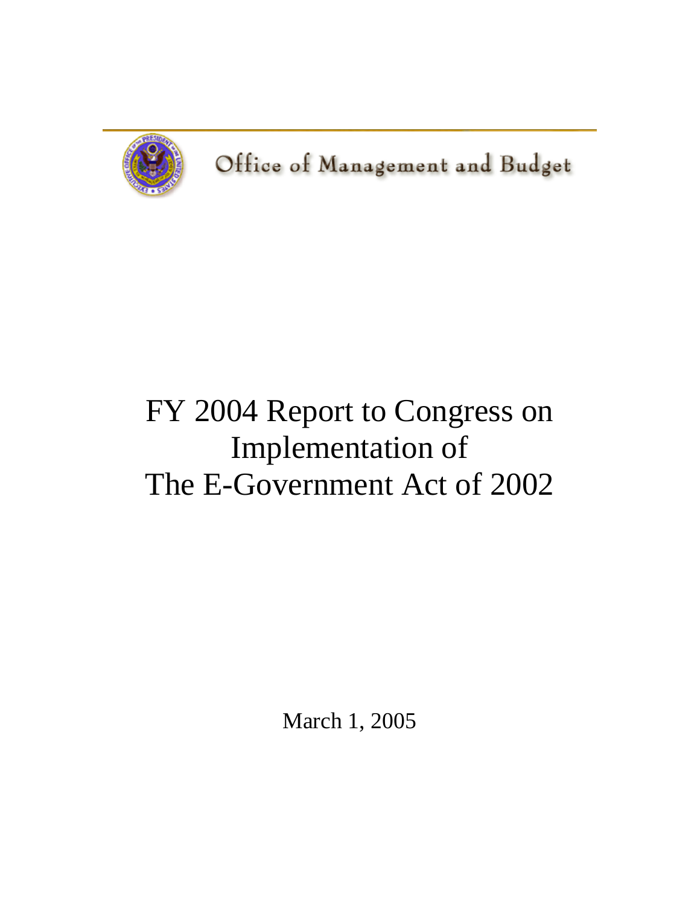Office of Management and Budget

# FY 2004 Report to Congress on Implementation of The E-Government Act of 2002

March 1, 2005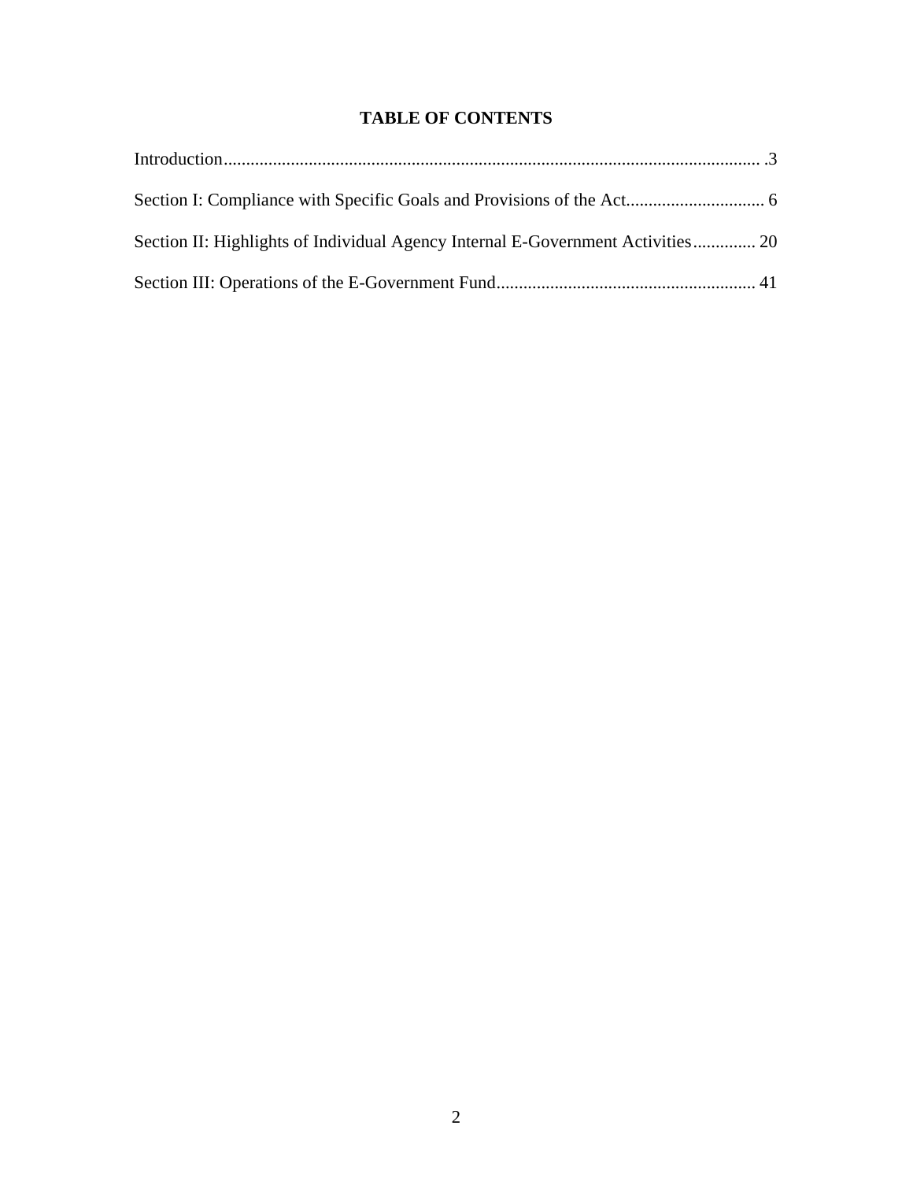# TABLE OF CONTENTS

Introduction........................................................................................................................ .3

Section I: Compliance with Specific Goals and Provisions of the Act............................... 6

Section II: Highlights of Individual Agency Internal E-Government Activities.............. 20

Section III: Operations of the E-Government Fund.......................................................... 41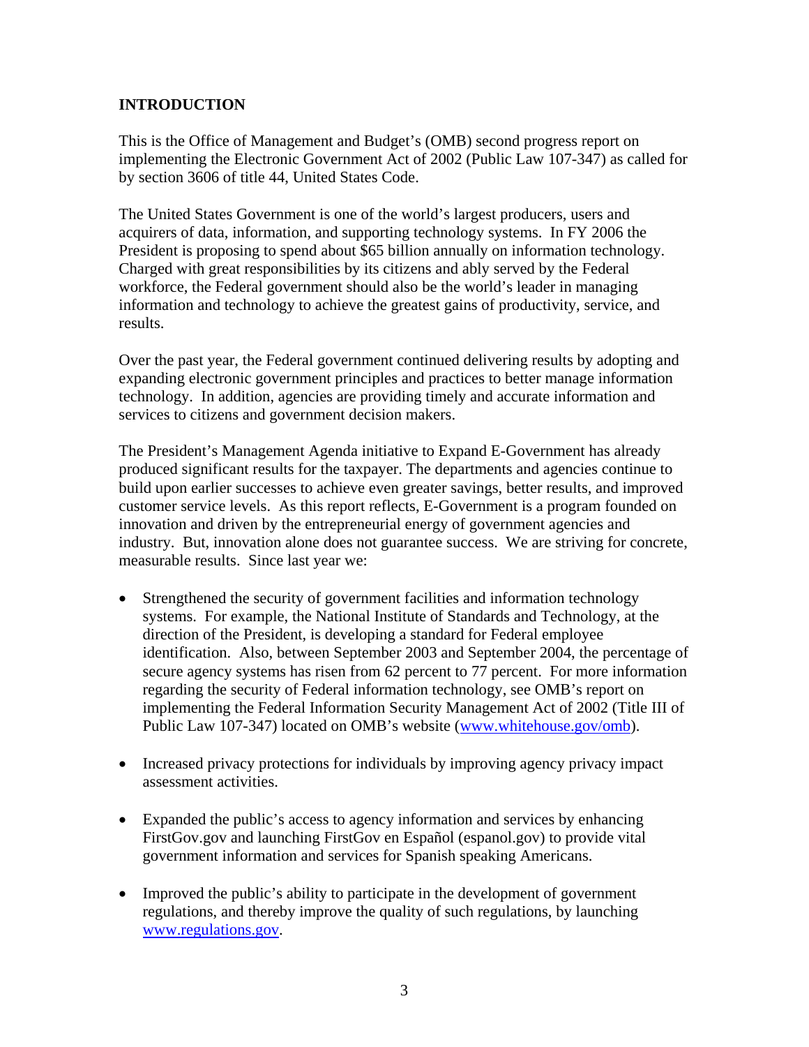## INTRODUCTION

This is the Office of Management and Budget's (OMB) second progress report on implementing the Electronic Government Act of 2002 (Public Law 107-347) as called for by section 3606 of title 44, United States Code.

The United States Government is one of the world's largest producers, users and acquirers of data, information, and supporting technology systems. In FY 2006 the President is proposing to spend about $65 billion annually on information technology. Charged with great responsibilities by its citizens and ably served by the Federal workforce, the Federal government should also be the world's leader in managing information and technology to achieve the greatest gains of productivity, service, and results.

Over the past year, the Federal government continued delivering results by adopting and expanding electronic government principles and practices to better manage information technology. In addition, agencies are providing timely and accurate information and services to citizens and government decision makers.

The President's Management Agenda initiative to Expand E-Government has already produced significant results for the taxpayer. The departments and agencies continue to build upon earlier successes to achieve even greater savings, better results, and improved customer service levels. As this report reflects, E-Government is a program founded on innovation and driven by the entrepreneurial energy of government agencies and industry. But, innovation alone does not guarantee success. We are striving for concrete, measurable results. Since last year we:

- Strengthened the security of government facilities and information technology systems. For example, the National Institute of Standards and Technology, at the direction of the President, is developing a standard for Federal employee identification. Also, between September 2003 and September 2004, the percentage of secure agency systems has risen from 62 percent to 77 percent. For more information regarding the security of Federal information technology, see OMB's report on implementing the Federal Information Security Management Act of 2002 (Title III of Public Law 107-347) located on OMB's website (www.whitehouse.gov/omb).

- Increased privacy protections for individuals by improving agency privacy impact assessment activities.

- Expanded the public's access to agency information and services by enhancing FirstGov.gov and launching FirstGov en Español (espanol.gov) to provide vital government information and services for Spanish speaking Americans.

- Improved the public's ability to participate in the development of government regulations, and thereby improve the quality of such regulations, by launching www.regulations.gov.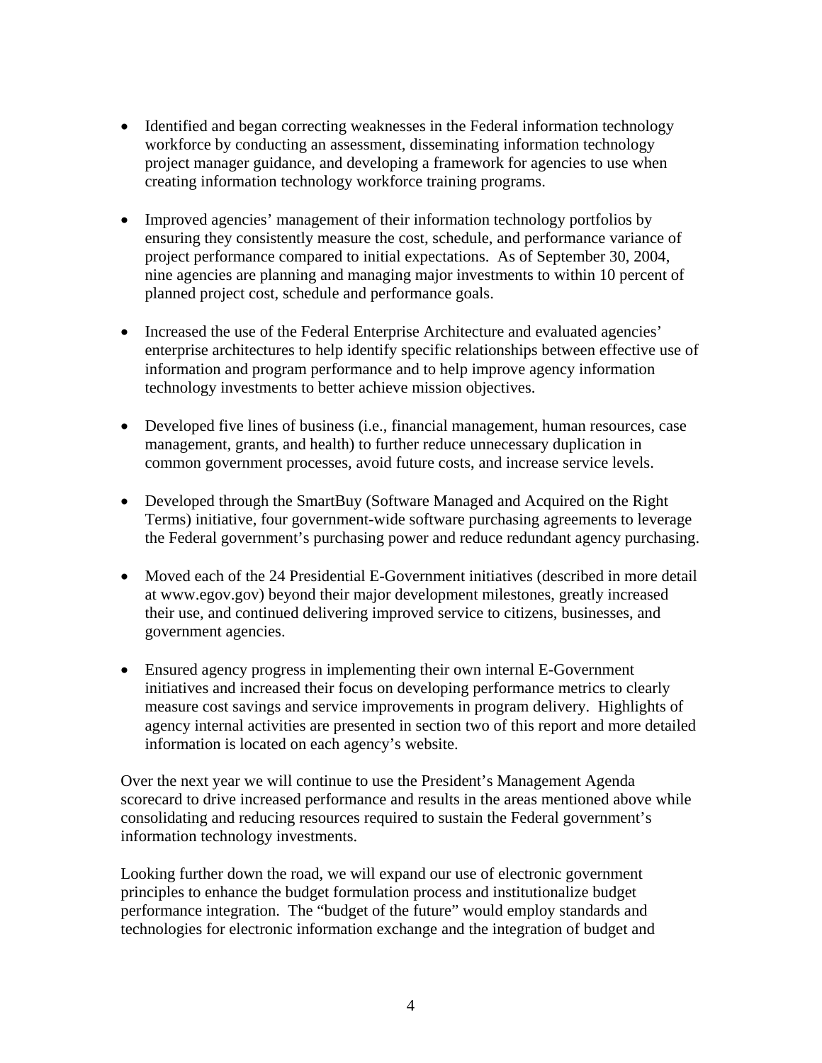- Identified and began correcting weaknesses in the Federal information technology workforce by conducting an assessment, disseminating information technology project manager guidance, and developing a framework for agencies to use when creating information technology workforce training programs.

- Improved agencies' management of their information technology portfolios by ensuring they consistently measure the cost, schedule, and performance variance of project performance compared to initial expectations. As of September 30, 2004, nine agencies are planning and managing major investments to within 10 percent of planned project cost, schedule and performance goals.

- Increased the use of the Federal Enterprise Architecture and evaluated agencies' enterprise architectures to help identify specific relationships between effective use of information and program performance and to help improve agency information technology investments to better achieve mission objectives.

- Developed five lines of business (i.e., financial management, human resources, case management, grants, and health) to further reduce unnecessary duplication in common government processes, avoid future costs, and increase service levels.

- Developed through the SmartBuy (Software Managed and Acquired on the Right Terms) initiative, four government-wide software purchasing agreements to leverage the Federal government's purchasing power and reduce redundant agency purchasing.

- Moved each of the 24 Presidential E-Government initiatives (described in more detail at www.egov.gov) beyond their major development milestones, greatly increased their use, and continued delivering improved service to citizens, businesses, and government agencies.

- Ensured agency progress in implementing their own internal E-Government initiatives and increased their focus on developing performance metrics to clearly measure cost savings and service improvements in program delivery. Highlights of agency internal activities are presented in section two of this report and more detailed information is located on each agency's website.

Over the next year we will continue to use the President's Management Agenda scorecard to drive increased performance and results in the areas mentioned above while consolidating and reducing resources required to sustain the Federal government's information technology investments.

Looking further down the road, we will expand our use of electronic government principles to enhance the budget formulation process and institutionalize budget performance integration. The "budget of the future" would employ standards and technologies for electronic information exchange and the integration of budget and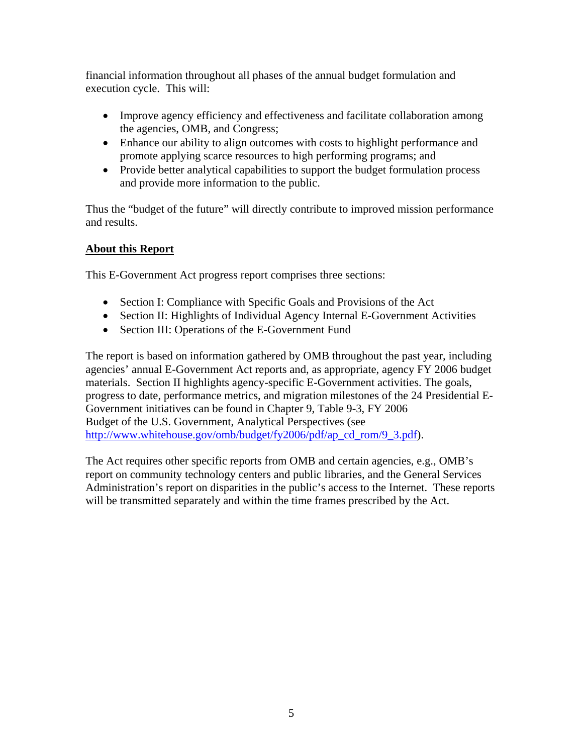financial information throughout all phases of the annual budget formulation and execution cycle. This will:

- Improve agency efficiency and effectiveness and facilitate collaboration among the agencies, OMB, and Congress;
- Enhance our ability to align outcomes with costs to highlight performance and promote applying scarce resources to high performing programs; and
- Provide better analytical capabilities to support the budget formulation process and provide more information to the public.

Thus the "budget of the future" will directly contribute to improved mission performance and results.

## About this Report

This E-Government Act progress report comprises three sections:

- Section I: Compliance with Specific Goals and Provisions of the Act
- Section II: Highlights of Individual Agency Internal E-Government Activities
- Section III: Operations of the E-Government Fund

The report is based on information gathered by OMB throughout the past year, including agencies' annual E-Government Act reports and, as appropriate, agency FY 2006 budget materials. Section II highlights agency-specific E-Government activities. The goals, progress to date, performance metrics, and migration milestones of the 24 Presidential E-Government initiatives can be found in Chapter 9, Table 9-3, FY 2006 Budget of the U.S. Government, Analytical Perspectives (see http://www.whitehouse.gov/omb/budget/fy2006/pdf/ap_cd_rom/9_3.pdf).

The Act requires other specific reports from OMB and certain agencies, e.g., OMB's report on community technology centers and public libraries, and the General Services Administration's report on disparities in the public's access to the Internet. These reports will be transmitted separately and within the time frames prescribed by the Act.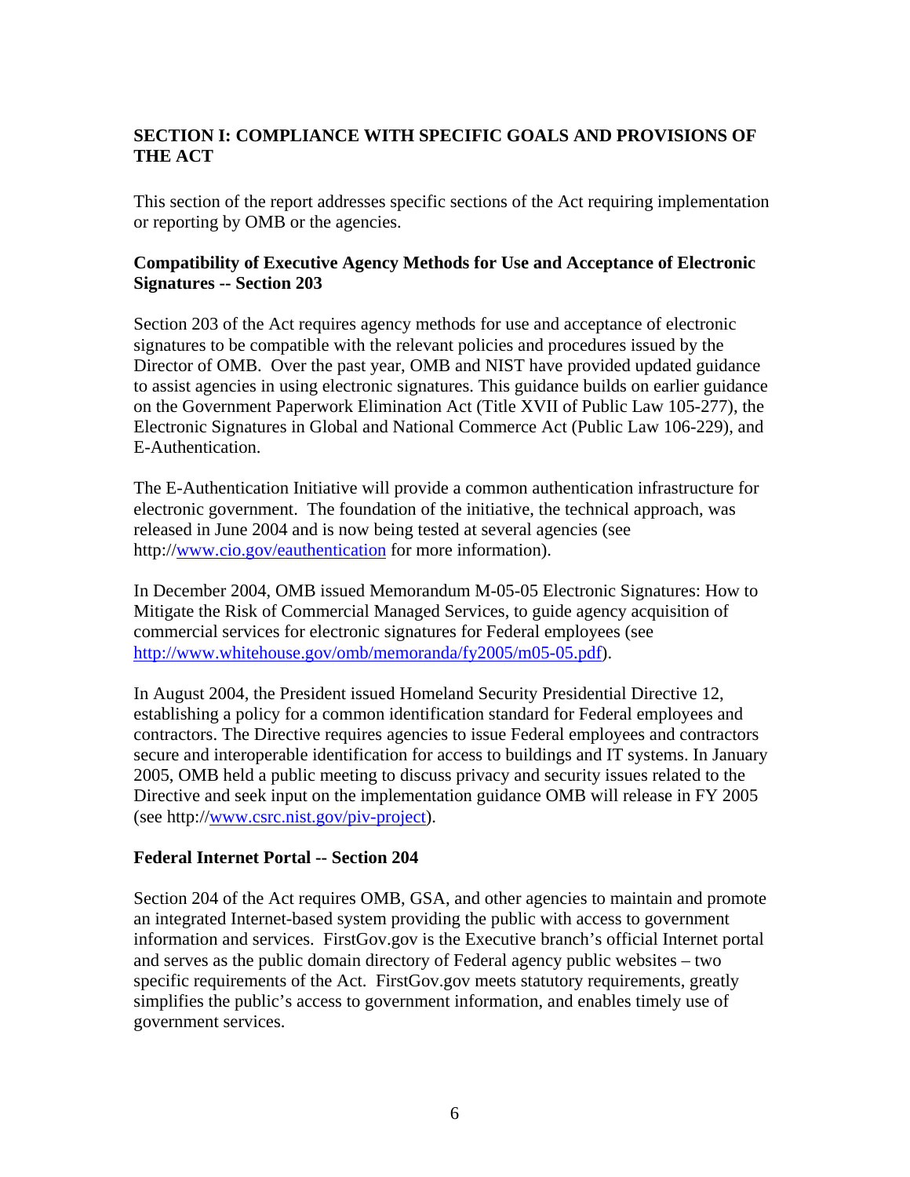## SECTION I: COMPLIANCE WITH SPECIFIC GOALS AND PROVISIONS OF THE ACT

This section of the report addresses specific sections of the Act requiring implementation or reporting by OMB or the agencies.

### Compatibility of Executive Agency Methods for Use and Acceptance of Electronic Signatures -- Section 203

Section 203 of the Act requires agency methods for use and acceptance of electronic signatures to be compatible with the relevant policies and procedures issued by the Director of OMB. Over the past year, OMB and NIST have provided updated guidance to assist agencies in using electronic signatures. This guidance builds on earlier guidance on the Government Paperwork Elimination Act (Title XVII of Public Law 105-277), the Electronic Signatures in Global and National Commerce Act (Public Law 106-229), and E-Authentication.

The E-Authentication Initiative will provide a common authentication infrastructure for electronic government. The foundation of the initiative, the technical approach, was released in June 2004 and is now being tested at several agencies (see http://www.cio.gov/eauthentication for more information).

In December 2004, OMB issued Memorandum M-05-05 Electronic Signatures: How to Mitigate the Risk of Commercial Managed Services, to guide agency acquisition of commercial services for electronic signatures for Federal employees (see http://www.whitehouse.gov/omb/memoranda/fy2005/m05-05.pdf).

In August 2004, the President issued Homeland Security Presidential Directive 12, establishing a policy for a common identification standard for Federal employees and contractors. The Directive requires agencies to issue Federal employees and contractors secure and interoperable identification for access to buildings and IT systems. In January 2005, OMB held a public meeting to discuss privacy and security issues related to the Directive and seek input on the implementation guidance OMB will release in FY 2005 (see http://www.csrc.nist.gov/piv-project).

### Federal Internet Portal -- Section 204

Section 204 of the Act requires OMB, GSA, and other agencies to maintain and promote an integrated Internet-based system providing the public with access to government information and services. FirstGov.gov is the Executive branch's official Internet portal and serves as the public domain directory of Federal agency public websites – two specific requirements of the Act. FirstGov.gov meets statutory requirements, greatly simplifies the public's access to government information, and enables timely use of government services.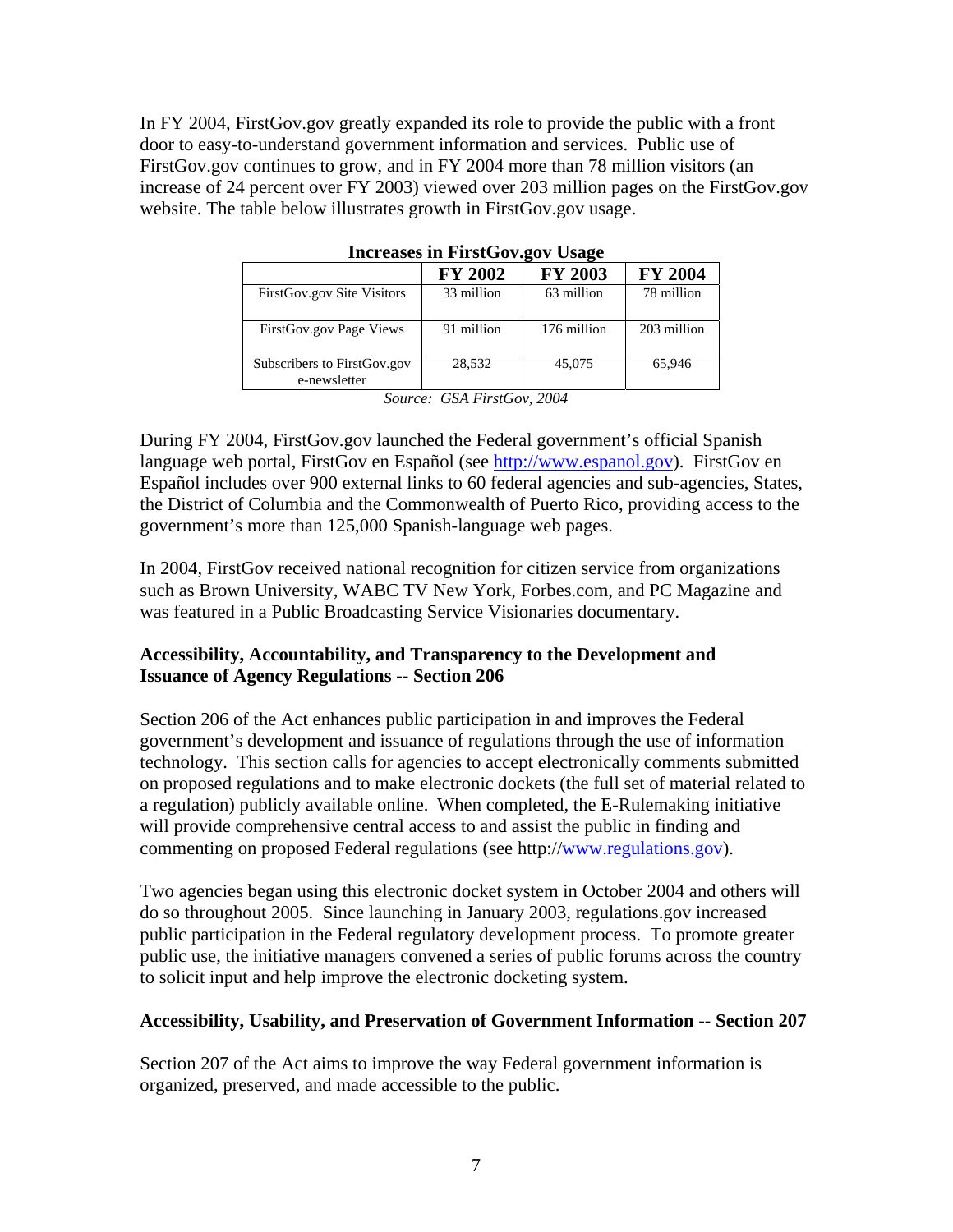In FY 2004, FirstGov.gov greatly expanded its role to provide the public with a front door to easy-to-understand government information and services. Public use of FirstGov.gov continues to grow, and in FY 2004 more than 78 million visitors (an increase of 24 percent over FY 2003) viewed over 203 million pages on the FirstGov.gov website. The table below illustrates growth in FirstGov.gov usage.

**Increases in FirstGov.gov Usage**

| | FY 2002 | FY 2003 | FY 2004 |
|---|---|---|---|
| FirstGov.gov Site Visitors | 33 million | 63 million | 78 million |
| FirstGov.gov Page Views | 91 million | 176 million | 203 million |
| Subscribers to FirstGov.gov e-newsletter | 28,532 | 45,075 | 65,946 |

*Source: GSA FirstGov, 2004*

During FY 2004, FirstGov.gov launched the Federal government's official Spanish language web portal, FirstGov en Español (see http://www.espanol.gov). FirstGov en Español includes over 900 external links to 60 federal agencies and sub-agencies, States, the District of Columbia and the Commonwealth of Puerto Rico, providing access to the government's more than 125,000 Spanish-language web pages.

In 2004, FirstGov received national recognition for citizen service from organizations such as Brown University, WABC TV New York, Forbes.com, and PC Magazine and was featured in a Public Broadcasting Service Visionaries documentary.

**Accessibility, Accountability, and Transparency to the Development and Issuance of Agency Regulations -- Section 206**

Section 206 of the Act enhances public participation in and improves the Federal government's development and issuance of regulations through the use of information technology. This section calls for agencies to accept electronically comments submitted on proposed regulations and to make electronic dockets (the full set of material related to a regulation) publicly available online. When completed, the E-Rulemaking initiative will provide comprehensive central access to and assist the public in finding and commenting on proposed Federal regulations (see http://www.regulations.gov).

Two agencies began using this electronic docket system in October 2004 and others will do so throughout 2005. Since launching in January 2003, regulations.gov increased public participation in the Federal regulatory development process. To promote greater public use, the initiative managers convened a series of public forums across the country to solicit input and help improve the electronic docketing system.

**Accessibility, Usability, and Preservation of Government Information -- Section 207**

Section 207 of the Act aims to improve the way Federal government information is organized, preserved, and made accessible to the public.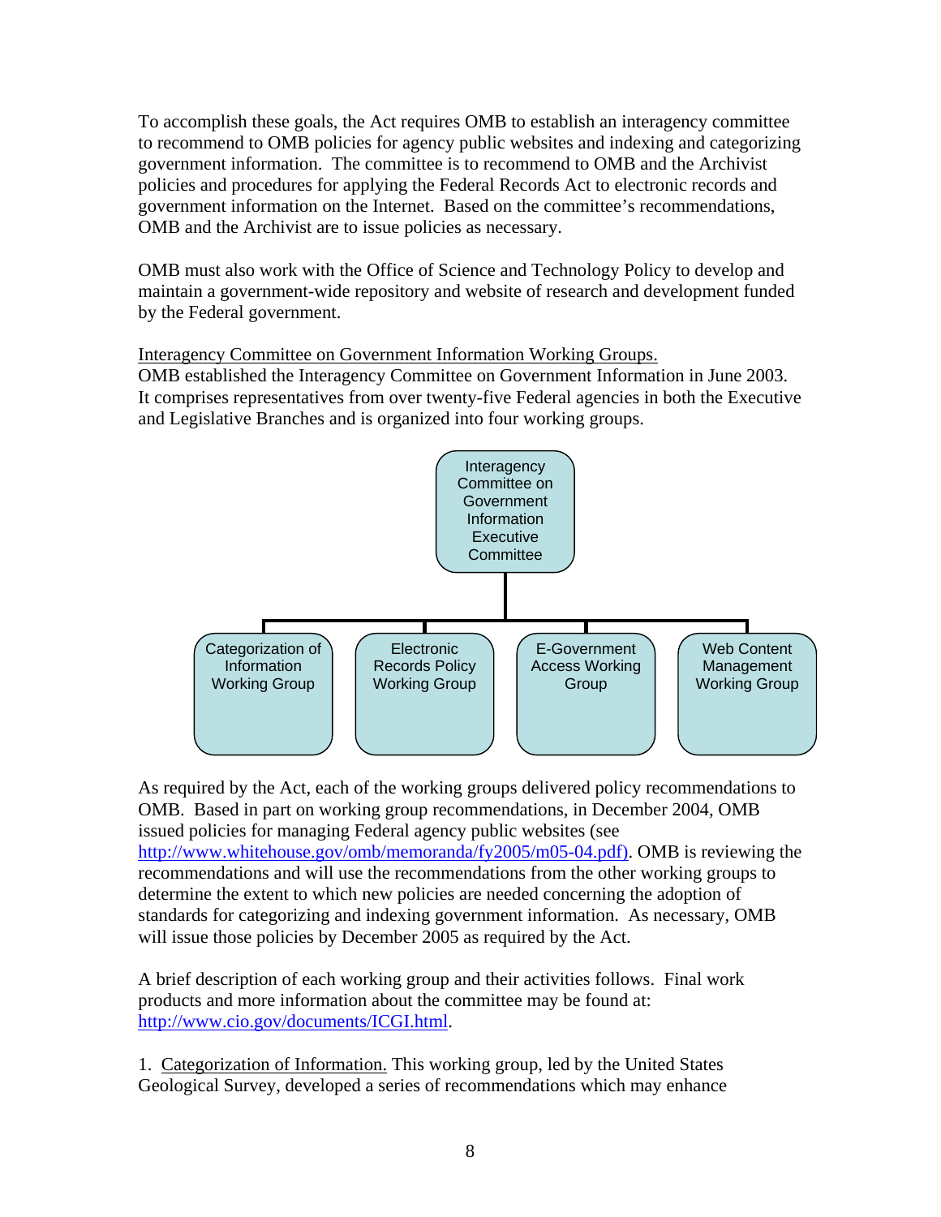To accomplish these goals, the Act requires OMB to establish an interagency committee to recommend to OMB policies for agency public websites and indexing and categorizing government information. The committee is to recommend to OMB and the Archivist policies and procedures for applying the Federal Records Act to electronic records and government information on the Internet. Based on the committee's recommendations, OMB and the Archivist are to issue policies as necessary.

OMB must also work with the Office of Science and Technology Policy to develop and maintain a government-wide repository and website of research and development funded by the Federal government.

Interagency Committee on Government Information Working Groups.
OMB established the Interagency Committee on Government Information in June 2003. It comprises representatives from over twenty-five Federal agencies in both the Executive and Legislative Branches and is organized into four working groups.

- Interagency Committee on Government Information Executive Committee
  - Categorization of Information Working Group
  - Electronic Records Policy Working Group
  - E-Government Access Working Group
  - Web Content Management Working Group

As required by the Act, each of the working groups delivered policy recommendations to OMB. Based in part on working group recommendations, in December 2004, OMB issued policies for managing Federal agency public websites (see http://www.whitehouse.gov/omb/memoranda/fy2005/m05-04.pdf). OMB is reviewing the recommendations and will use the recommendations from the other working groups to determine the extent to which new policies are needed concerning the adoption of standards for categorizing and indexing government information. As necessary, OMB will issue those policies by December 2005 as required by the Act.

A brief description of each working group and their activities follows. Final work products and more information about the committee may be found at: http://www.cio.gov/documents/ICGI.html.

1. Categorization of Information. This working group, led by the United States Geological Survey, developed a series of recommendations which may enhance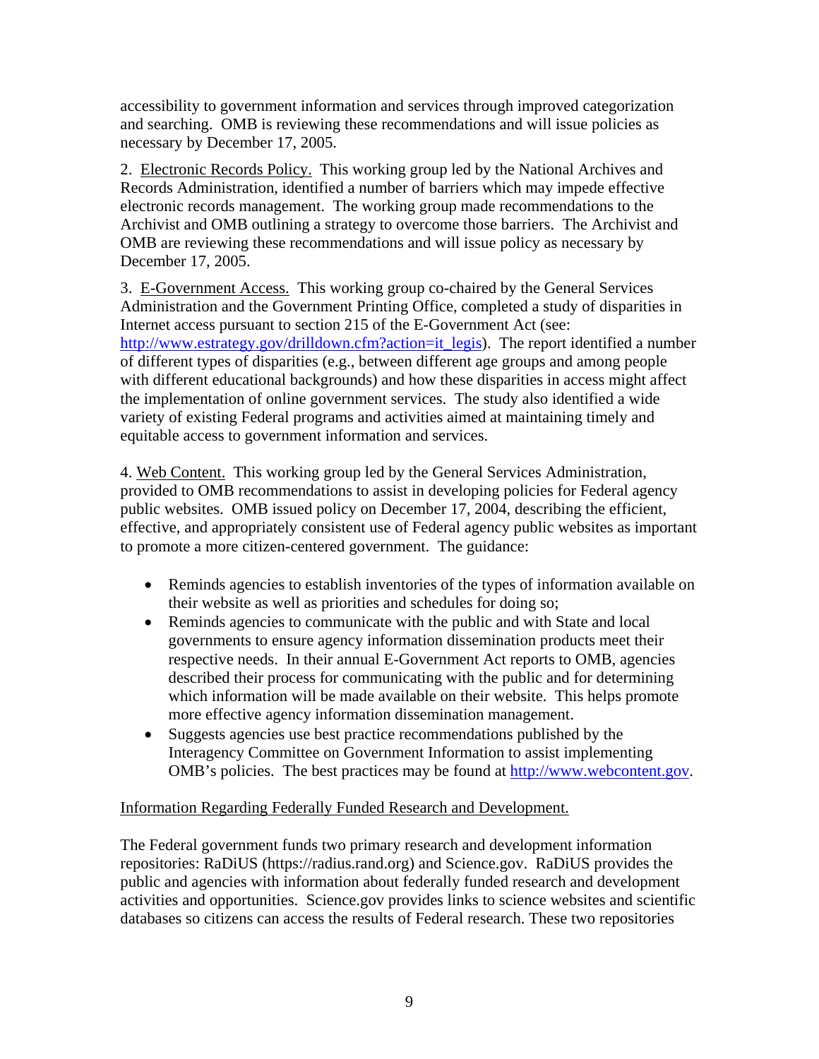accessibility to government information and services through improved categorization and searching. OMB is reviewing these recommendations and will issue policies as necessary by December 17, 2005.

2. Electronic Records Policy. This working group led by the National Archives and Records Administration, identified a number of barriers which may impede effective electronic records management. The working group made recommendations to the Archivist and OMB outlining a strategy to overcome those barriers. The Archivist and OMB are reviewing these recommendations and will issue policy as necessary by December 17, 2005.

3. E-Government Access. This working group co-chaired by the General Services Administration and the Government Printing Office, completed a study of disparities in Internet access pursuant to section 215 of the E-Government Act (see: http://www.estrategy.gov/drilldown.cfm?action=it_legis). The report identified a number of different types of disparities (e.g., between different age groups and among people with different educational backgrounds) and how these disparities in access might affect the implementation of online government services. The study also identified a wide variety of existing Federal programs and activities aimed at maintaining timely and equitable access to government information and services.

4. Web Content. This working group led by the General Services Administration, provided to OMB recommendations to assist in developing policies for Federal agency public websites. OMB issued policy on December 17, 2004, describing the efficient, effective, and appropriately consistent use of Federal agency public websites as important to promote a more citizen-centered government. The guidance:

- Reminds agencies to establish inventories of the types of information available on their website as well as priorities and schedules for doing so;
- Reminds agencies to communicate with the public and with State and local governments to ensure agency information dissemination products meet their respective needs. In their annual E-Government Act reports to OMB, agencies described their process for communicating with the public and for determining which information will be made available on their website. This helps promote more effective agency information dissemination management.
- Suggests agencies use best practice recommendations published by the Interagency Committee on Government Information to assist implementing OMB's policies. The best practices may be found at http://www.webcontent.gov.

Information Regarding Federally Funded Research and Development.

The Federal government funds two primary research and development information repositories: RaDiUS (https://radius.rand.org) and Science.gov. RaDiUS provides the public and agencies with information about federally funded research and development activities and opportunities. Science.gov provides links to science websites and scientific databases so citizens can access the results of Federal research. These two repositories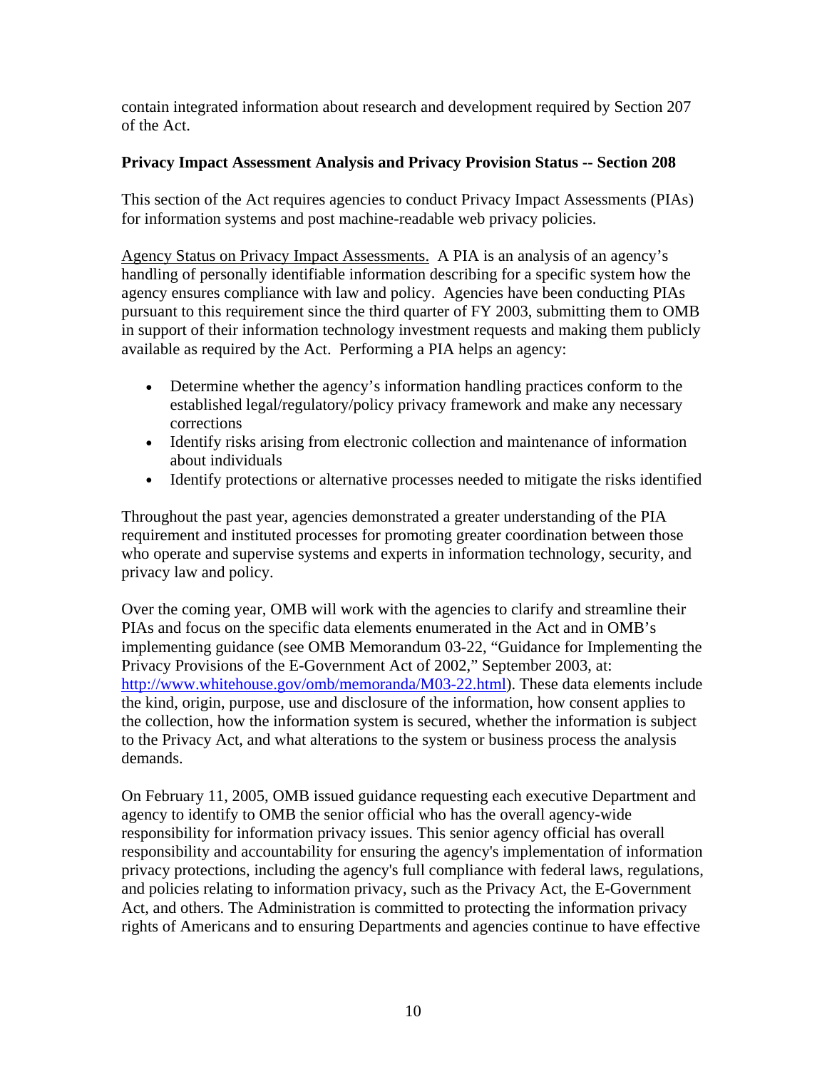contain integrated information about research and development required by Section 207 of the Act.

**Privacy Impact Assessment Analysis and Privacy Provision Status -- Section 208**

This section of the Act requires agencies to conduct Privacy Impact Assessments (PIAs) for information systems and post machine-readable web privacy policies.

Agency Status on Privacy Impact Assessments. A PIA is an analysis of an agency's handling of personally identifiable information describing for a specific system how the agency ensures compliance with law and policy. Agencies have been conducting PIAs pursuant to this requirement since the third quarter of FY 2003, submitting them to OMB in support of their information technology investment requests and making them publicly available as required by the Act. Performing a PIA helps an agency:

- Determine whether the agency's information handling practices conform to the established legal/regulatory/policy privacy framework and make any necessary corrections
- Identify risks arising from electronic collection and maintenance of information about individuals
- Identify protections or alternative processes needed to mitigate the risks identified

Throughout the past year, agencies demonstrated a greater understanding of the PIA requirement and instituted processes for promoting greater coordination between those who operate and supervise systems and experts in information technology, security, and privacy law and policy.

Over the coming year, OMB will work with the agencies to clarify and streamline their PIAs and focus on the specific data elements enumerated in the Act and in OMB's implementing guidance (see OMB Memorandum 03-22, "Guidance for Implementing the Privacy Provisions of the E-Government Act of 2002," September 2003, at: http://www.whitehouse.gov/omb/memoranda/M03-22.html). These data elements include the kind, origin, purpose, use and disclosure of the information, how consent applies to the collection, how the information system is secured, whether the information is subject to the Privacy Act, and what alterations to the system or business process the analysis demands.

On February 11, 2005, OMB issued guidance requesting each executive Department and agency to identify to OMB the senior official who has the overall agency-wide responsibility for information privacy issues. This senior agency official has overall responsibility and accountability for ensuring the agency's implementation of information privacy protections, including the agency's full compliance with federal laws, regulations, and policies relating to information privacy, such as the Privacy Act, the E-Government Act, and others. The Administration is committed to protecting the information privacy rights of Americans and to ensuring Departments and agencies continue to have effective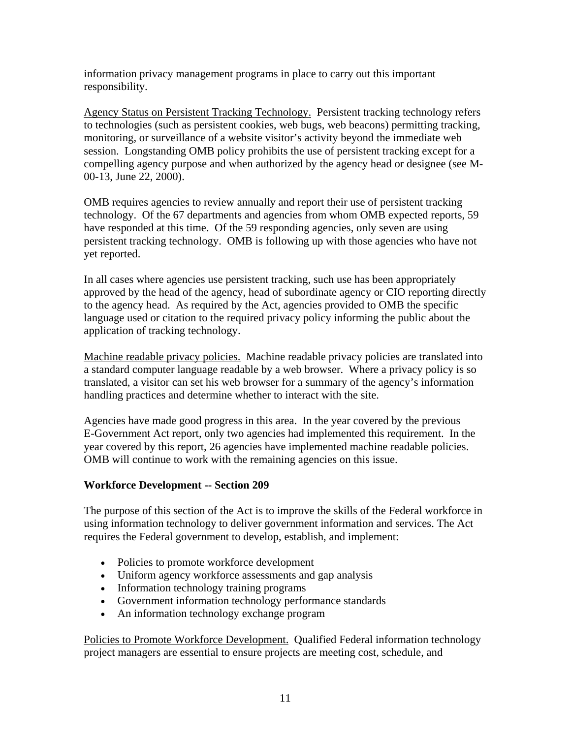information privacy management programs in place to carry out this important responsibility.

Agency Status on Persistent Tracking Technology. Persistent tracking technology refers to technologies (such as persistent cookies, web bugs, web beacons) permitting tracking, monitoring, or surveillance of a website visitor's activity beyond the immediate web session. Longstanding OMB policy prohibits the use of persistent tracking except for a compelling agency purpose and when authorized by the agency head or designee (see M-00-13, June 22, 2000).

OMB requires agencies to review annually and report their use of persistent tracking technology. Of the 67 departments and agencies from whom OMB expected reports, 59 have responded at this time. Of the 59 responding agencies, only seven are using persistent tracking technology. OMB is following up with those agencies who have not yet reported.

In all cases where agencies use persistent tracking, such use has been appropriately approved by the head of the agency, head of subordinate agency or CIO reporting directly to the agency head. As required by the Act, agencies provided to OMB the specific language used or citation to the required privacy policy informing the public about the application of tracking technology.

Machine readable privacy policies. Machine readable privacy policies are translated into a standard computer language readable by a web browser. Where a privacy policy is so translated, a visitor can set his web browser for a summary of the agency's information handling practices and determine whether to interact with the site.

Agencies have made good progress in this area. In the year covered by the previous E-Government Act report, only two agencies had implemented this requirement. In the year covered by this report, 26 agencies have implemented machine readable policies. OMB will continue to work with the remaining agencies on this issue.

**Workforce Development -- Section 209**

The purpose of this section of the Act is to improve the skills of the Federal workforce in using information technology to deliver government information and services. The Act requires the Federal government to develop, establish, and implement:

- Policies to promote workforce development
- Uniform agency workforce assessments and gap analysis
- Information technology training programs
- Government information technology performance standards
- An information technology exchange program

Policies to Promote Workforce Development. Qualified Federal information technology project managers are essential to ensure projects are meeting cost, schedule, and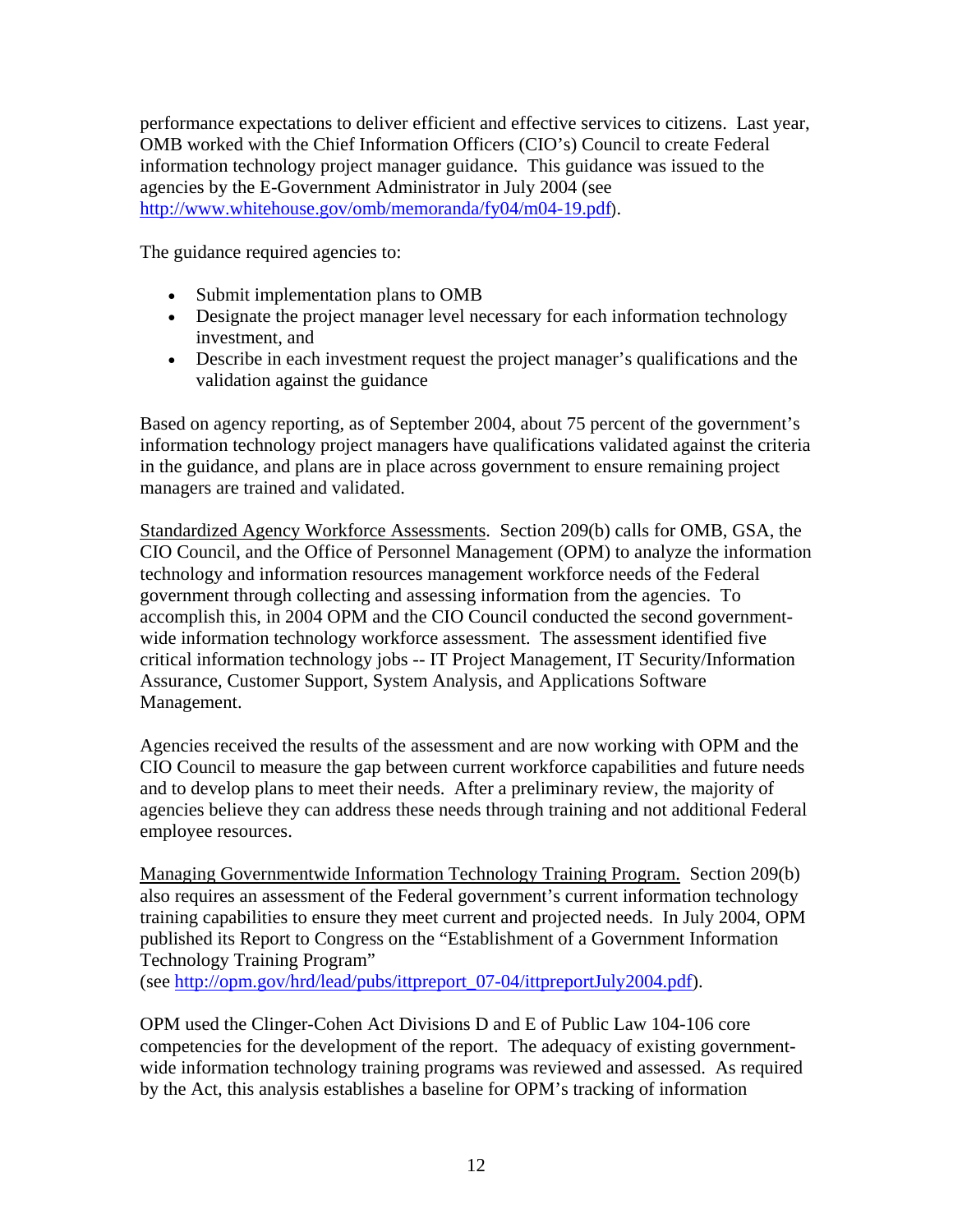performance expectations to deliver efficient and effective services to citizens. Last year, OMB worked with the Chief Information Officers (CIO's) Council to create Federal information technology project manager guidance. This guidance was issued to the agencies by the E-Government Administrator in July 2004 (see http://www.whitehouse.gov/omb/memoranda/fy04/m04-19.pdf).

The guidance required agencies to:

- Submit implementation plans to OMB
- Designate the project manager level necessary for each information technology investment, and
- Describe in each investment request the project manager's qualifications and the validation against the guidance

Based on agency reporting, as of September 2004, about 75 percent of the government's information technology project managers have qualifications validated against the criteria in the guidance, and plans are in place across government to ensure remaining project managers are trained and validated.

<u>Standardized Agency Workforce Assessments</u>. Section 209(b) calls for OMB, GSA, the CIO Council, and the Office of Personnel Management (OPM) to analyze the information technology and information resources management workforce needs of the Federal government through collecting and assessing information from the agencies. To accomplish this, in 2004 OPM and the CIO Council conducted the second government-wide information technology workforce assessment. The assessment identified five critical information technology jobs -- IT Project Management, IT Security/Information Assurance, Customer Support, System Analysis, and Applications Software Management.

Agencies received the results of the assessment and are now working with OPM and the CIO Council to measure the gap between current workforce capabilities and future needs and to develop plans to meet their needs. After a preliminary review, the majority of agencies believe they can address these needs through training and not additional Federal employee resources.

<u>Managing Governmentwide Information Technology Training Program.</u> Section 209(b) also requires an assessment of the Federal government's current information technology training capabilities to ensure they meet current and projected needs. In July 2004, OPM published its Report to Congress on the "Establishment of a Government Information Technology Training Program" (see http://opm.gov/hrd/lead/pubs/ittpreport_07-04/ittpreportJuly2004.pdf).

OPM used the Clinger-Cohen Act Divisions D and E of Public Law 104-106 core competencies for the development of the report. The adequacy of existing government-wide information technology training programs was reviewed and assessed. As required by the Act, this analysis establishes a baseline for OPM's tracking of information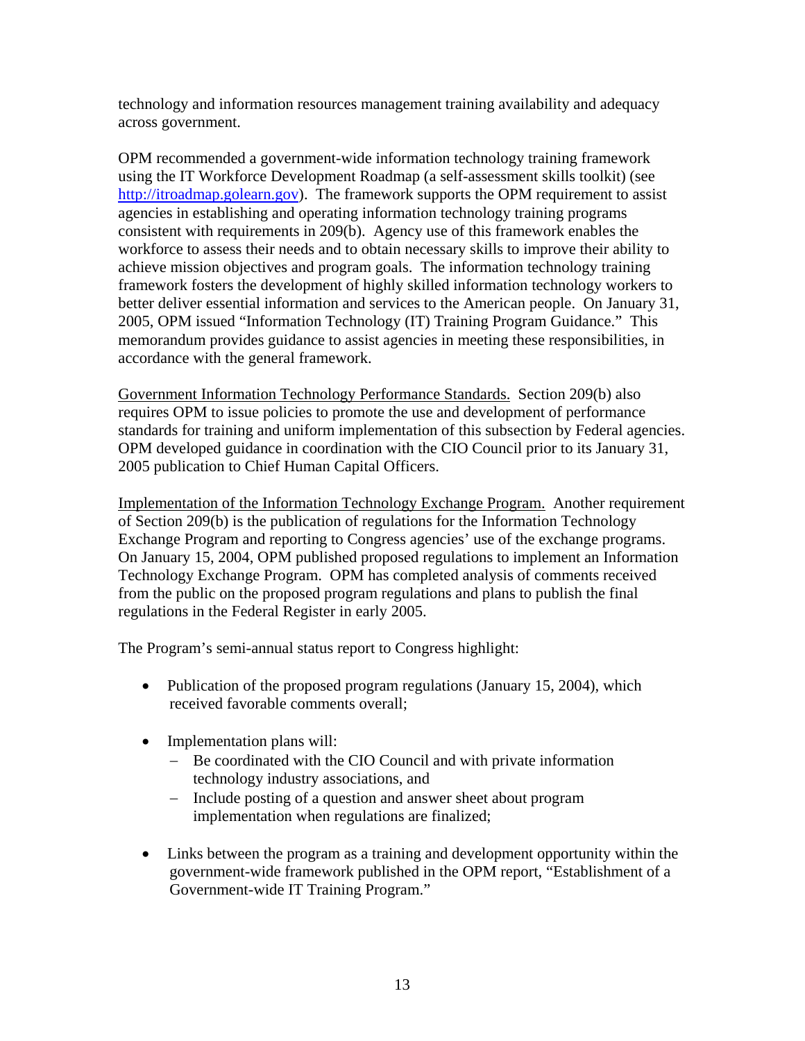technology and information resources management training availability and adequacy across government.

OPM recommended a government-wide information technology training framework using the IT Workforce Development Roadmap (a self-assessment skills toolkit) (see http://itroadmap.golearn.gov). The framework supports the OPM requirement to assist agencies in establishing and operating information technology training programs consistent with requirements in 209(b). Agency use of this framework enables the workforce to assess their needs and to obtain necessary skills to improve their ability to achieve mission objectives and program goals. The information technology training framework fosters the development of highly skilled information technology workers to better deliver essential information and services to the American people. On January 31, 2005, OPM issued "Information Technology (IT) Training Program Guidance." This memorandum provides guidance to assist agencies in meeting these responsibilities, in accordance with the general framework.

<u>Government Information Technology Performance Standards.</u> Section 209(b) also requires OPM to issue policies to promote the use and development of performance standards for training and uniform implementation of this subsection by Federal agencies. OPM developed guidance in coordination with the CIO Council prior to its January 31, 2005 publication to Chief Human Capital Officers.

<u>Implementation of the Information Technology Exchange Program.</u> Another requirement of Section 209(b) is the publication of regulations for the Information Technology Exchange Program and reporting to Congress agencies' use of the exchange programs. On January 15, 2004, OPM published proposed regulations to implement an Information Technology Exchange Program. OPM has completed analysis of comments received from the public on the proposed program regulations and plans to publish the final regulations in the Federal Register in early 2005.

The Program's semi-annual status report to Congress highlight:

- Publication of the proposed program regulations (January 15, 2004), which received favorable comments overall;

- Implementation plans will:
  - Be coordinated with the CIO Council and with private information technology industry associations, and
  - Include posting of a question and answer sheet about program implementation when regulations are finalized;

- Links between the program as a training and development opportunity within the government-wide framework published in the OPM report, "Establishment of a Government-wide IT Training Program."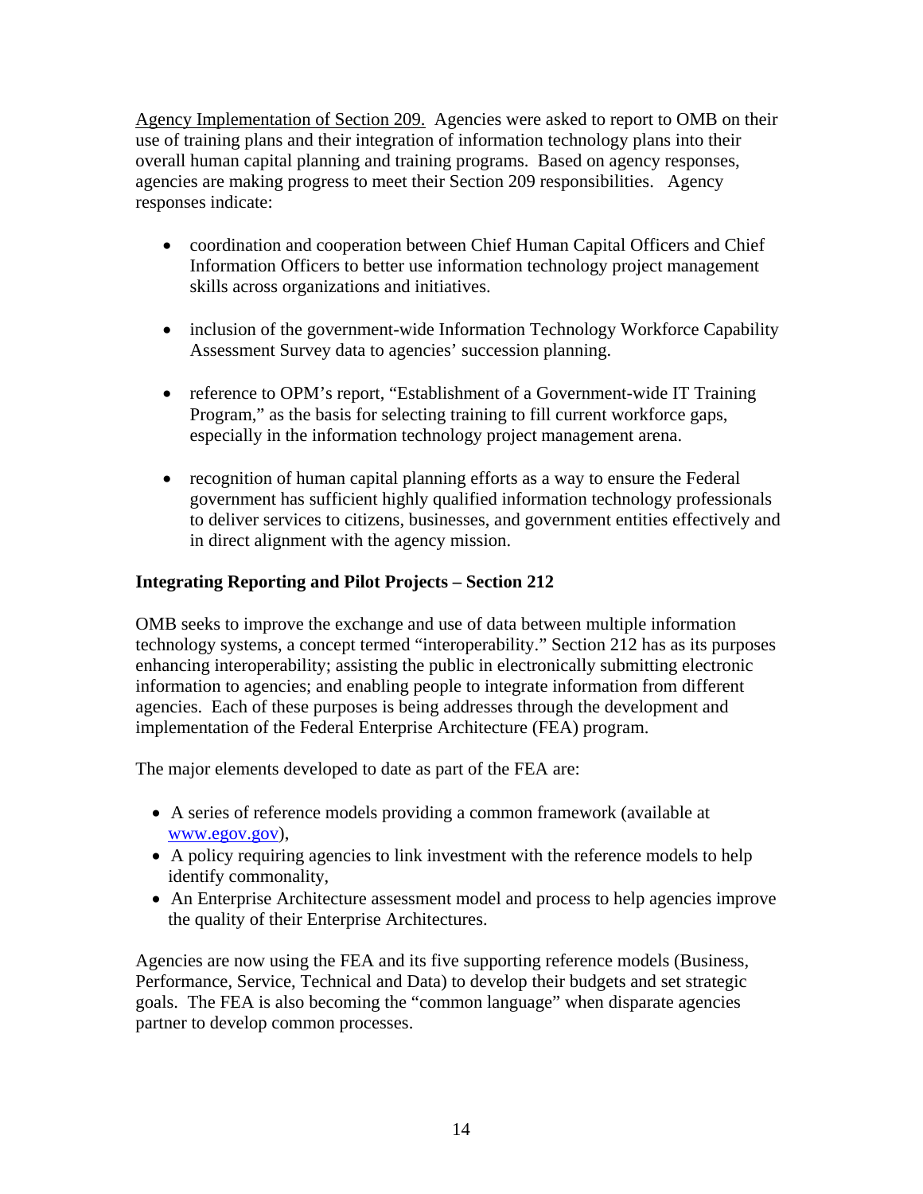Agency Implementation of Section 209. Agencies were asked to report to OMB on their use of training plans and their integration of information technology plans into their overall human capital planning and training programs. Based on agency responses, agencies are making progress to meet their Section 209 responsibilities. Agency responses indicate:

- coordination and cooperation between Chief Human Capital Officers and Chief Information Officers to better use information technology project management skills across organizations and initiatives.

- inclusion of the government-wide Information Technology Workforce Capability Assessment Survey data to agencies' succession planning.

- reference to OPM's report, "Establishment of a Government-wide IT Training Program," as the basis for selecting training to fill current workforce gaps, especially in the information technology project management arena.

- recognition of human capital planning efforts as a way to ensure the Federal government has sufficient highly qualified information technology professionals to deliver services to citizens, businesses, and government entities effectively and in direct alignment with the agency mission.

**Integrating Reporting and Pilot Projects – Section 212**

OMB seeks to improve the exchange and use of data between multiple information technology systems, a concept termed "interoperability." Section 212 has as its purposes enhancing interoperability; assisting the public in electronically submitting electronic information to agencies; and enabling people to integrate information from different agencies. Each of these purposes is being addresses through the development and implementation of the Federal Enterprise Architecture (FEA) program.

The major elements developed to date as part of the FEA are:

- A series of reference models providing a common framework (available at www.egov.gov),
- A policy requiring agencies to link investment with the reference models to help identify commonality,
- An Enterprise Architecture assessment model and process to help agencies improve the quality of their Enterprise Architectures.

Agencies are now using the FEA and its five supporting reference models (Business, Performance, Service, Technical and Data) to develop their budgets and set strategic goals. The FEA is also becoming the "common language" when disparate agencies partner to develop common processes.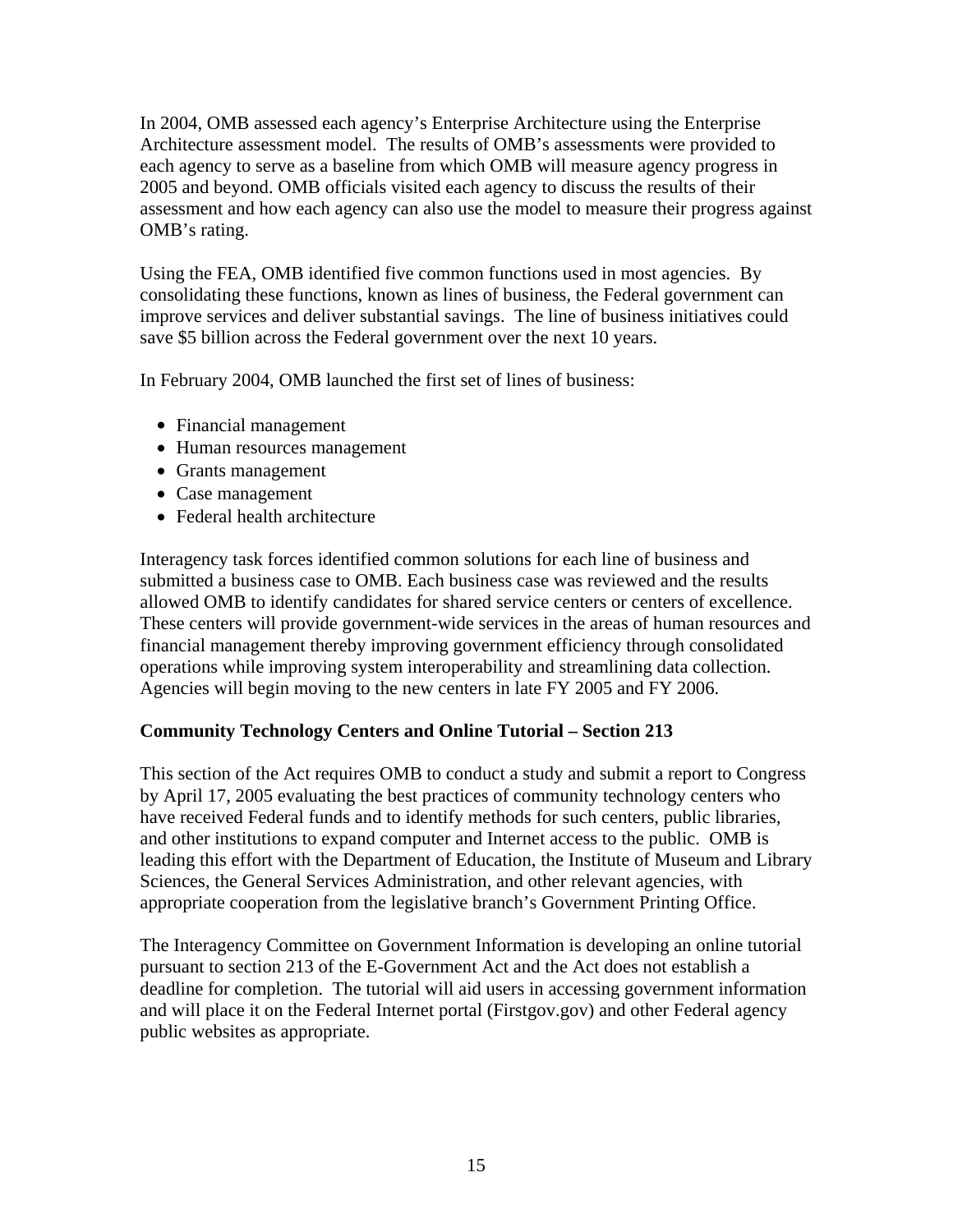In 2004, OMB assessed each agency's Enterprise Architecture using the Enterprise Architecture assessment model. The results of OMB's assessments were provided to each agency to serve as a baseline from which OMB will measure agency progress in 2005 and beyond. OMB officials visited each agency to discuss the results of their assessment and how each agency can also use the model to measure their progress against OMB's rating.

Using the FEA, OMB identified five common functions used in most agencies. By consolidating these functions, known as lines of business, the Federal government can improve services and deliver substantial savings. The line of business initiatives could save $5 billion across the Federal government over the next 10 years.

In February 2004, OMB launched the first set of lines of business:

- Financial management
- Human resources management
- Grants management
- Case management
- Federal health architecture

Interagency task forces identified common solutions for each line of business and submitted a business case to OMB. Each business case was reviewed and the results allowed OMB to identify candidates for shared service centers or centers of excellence. These centers will provide government-wide services in the areas of human resources and financial management thereby improving government efficiency through consolidated operations while improving system interoperability and streamlining data collection. Agencies will begin moving to the new centers in late FY 2005 and FY 2006.

**Community Technology Centers and Online Tutorial – Section 213**

This section of the Act requires OMB to conduct a study and submit a report to Congress by April 17, 2005 evaluating the best practices of community technology centers who have received Federal funds and to identify methods for such centers, public libraries, and other institutions to expand computer and Internet access to the public. OMB is leading this effort with the Department of Education, the Institute of Museum and Library Sciences, the General Services Administration, and other relevant agencies, with appropriate cooperation from the legislative branch's Government Printing Office.

The Interagency Committee on Government Information is developing an online tutorial pursuant to section 213 of the E-Government Act and the Act does not establish a deadline for completion. The tutorial will aid users in accessing government information and will place it on the Federal Internet portal (Firstgov.gov) and other Federal agency public websites as appropriate.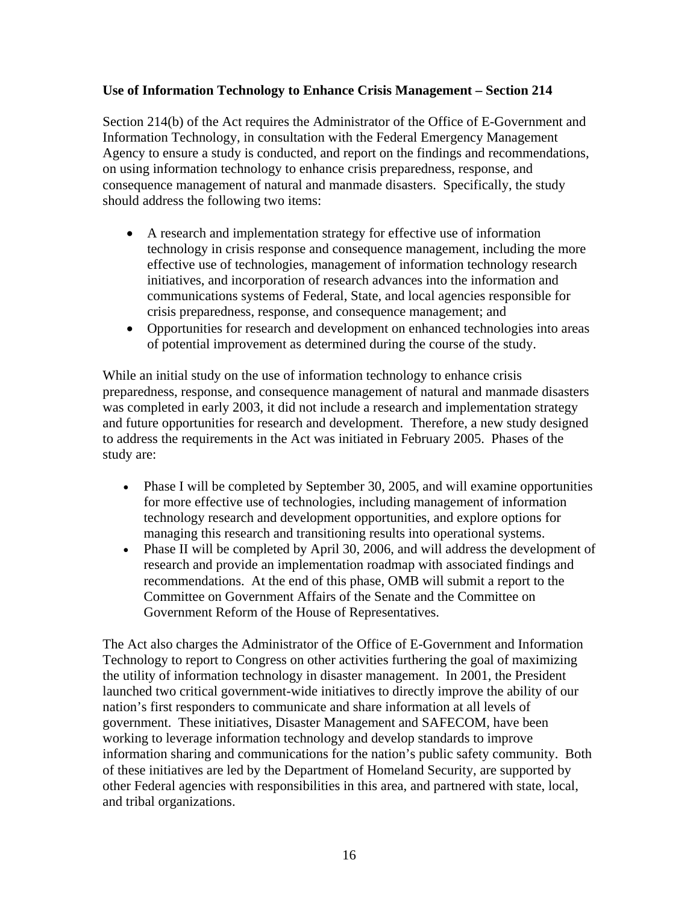**Use of Information Technology to Enhance Crisis Management – Section 214**

Section 214(b) of the Act requires the Administrator of the Office of E-Government and Information Technology, in consultation with the Federal Emergency Management Agency to ensure a study is conducted, and report on the findings and recommendations, on using information technology to enhance crisis preparedness, response, and consequence management of natural and manmade disasters. Specifically, the study should address the following two items:

- A research and implementation strategy for effective use of information technology in crisis response and consequence management, including the more effective use of technologies, management of information technology research initiatives, and incorporation of research advances into the information and communications systems of Federal, State, and local agencies responsible for crisis preparedness, response, and consequence management; and
- Opportunities for research and development on enhanced technologies into areas of potential improvement as determined during the course of the study.

While an initial study on the use of information technology to enhance crisis preparedness, response, and consequence management of natural and manmade disasters was completed in early 2003, it did not include a research and implementation strategy and future opportunities for research and development. Therefore, a new study designed to address the requirements in the Act was initiated in February 2005. Phases of the study are:

- Phase I will be completed by September 30, 2005, and will examine opportunities for more effective use of technologies, including management of information technology research and development opportunities, and explore options for managing this research and transitioning results into operational systems.
- Phase II will be completed by April 30, 2006, and will address the development of research and provide an implementation roadmap with associated findings and recommendations. At the end of this phase, OMB will submit a report to the Committee on Government Affairs of the Senate and the Committee on Government Reform of the House of Representatives.

The Act also charges the Administrator of the Office of E-Government and Information Technology to report to Congress on other activities furthering the goal of maximizing the utility of information technology in disaster management. In 2001, the President launched two critical government-wide initiatives to directly improve the ability of our nation's first responders to communicate and share information at all levels of government. These initiatives, Disaster Management and SAFECOM, have been working to leverage information technology and develop standards to improve information sharing and communications for the nation's public safety community. Both of these initiatives are led by the Department of Homeland Security, are supported by other Federal agencies with responsibilities in this area, and partnered with state, local, and tribal organizations.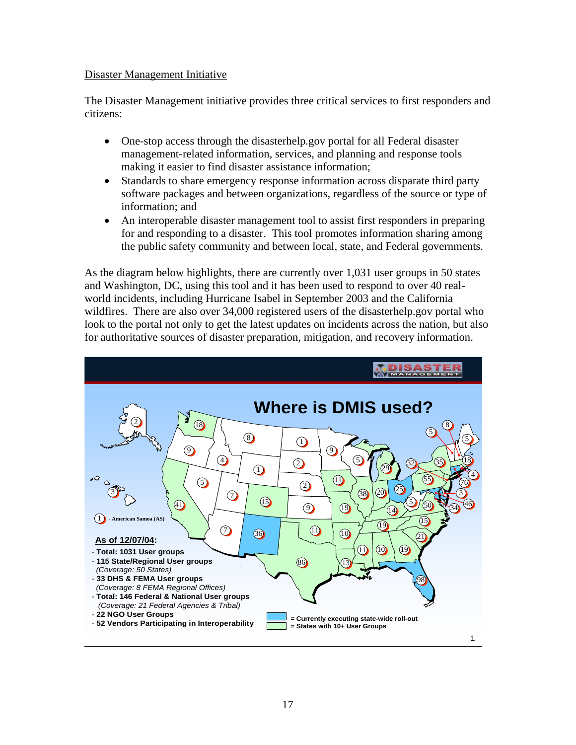Disaster Management Initiative

The Disaster Management initiative provides three critical services to first responders and citizens:

- One-stop access through the disasterhelp.gov portal for all Federal disaster management-related information, services, and planning and response tools making it easier to find disaster assistance information;
- Standards to share emergency response information across disparate third party software packages and between organizations, regardless of the source or type of information; and
- An interoperable disaster management tool to assist first responders in preparing for and responding to a disaster. This tool promotes information sharing among the public safety community and between local, state, and Federal governments.

As the diagram below highlights, there are currently over 1,031 user groups in 50 states and Washington, DC, using this tool and it has been used to respond to over 40 real-world incidents, including Hurricane Isabel in September 2003 and the California wildfires. There are also over 34,000 registered users of the disasterhelp.gov portal who look to the portal not only to get the latest updates on incidents across the nation, but also for authoritative sources of disaster preparation, mitigation, and recovery information.

**Where is DMIS used?**

1 - American Samoa (AS)

**As of 12/07/04:**

- **Total: 1031 User groups**
- **115 State/Regional User groups** *(Coverage: 50 States)*
- **33 DHS & FEMA User groups** *(Coverage: 8 FEMA Regional Offices)*
- **Total: 146 Federal & National User groups** *(Coverage: 21 Federal Agencies & Tribal)*
- **22 NGO User Groups**
- **52 Vendors Participating in Interoperability**

= Currently executing state-wide roll-out
= States with 10+ User Groups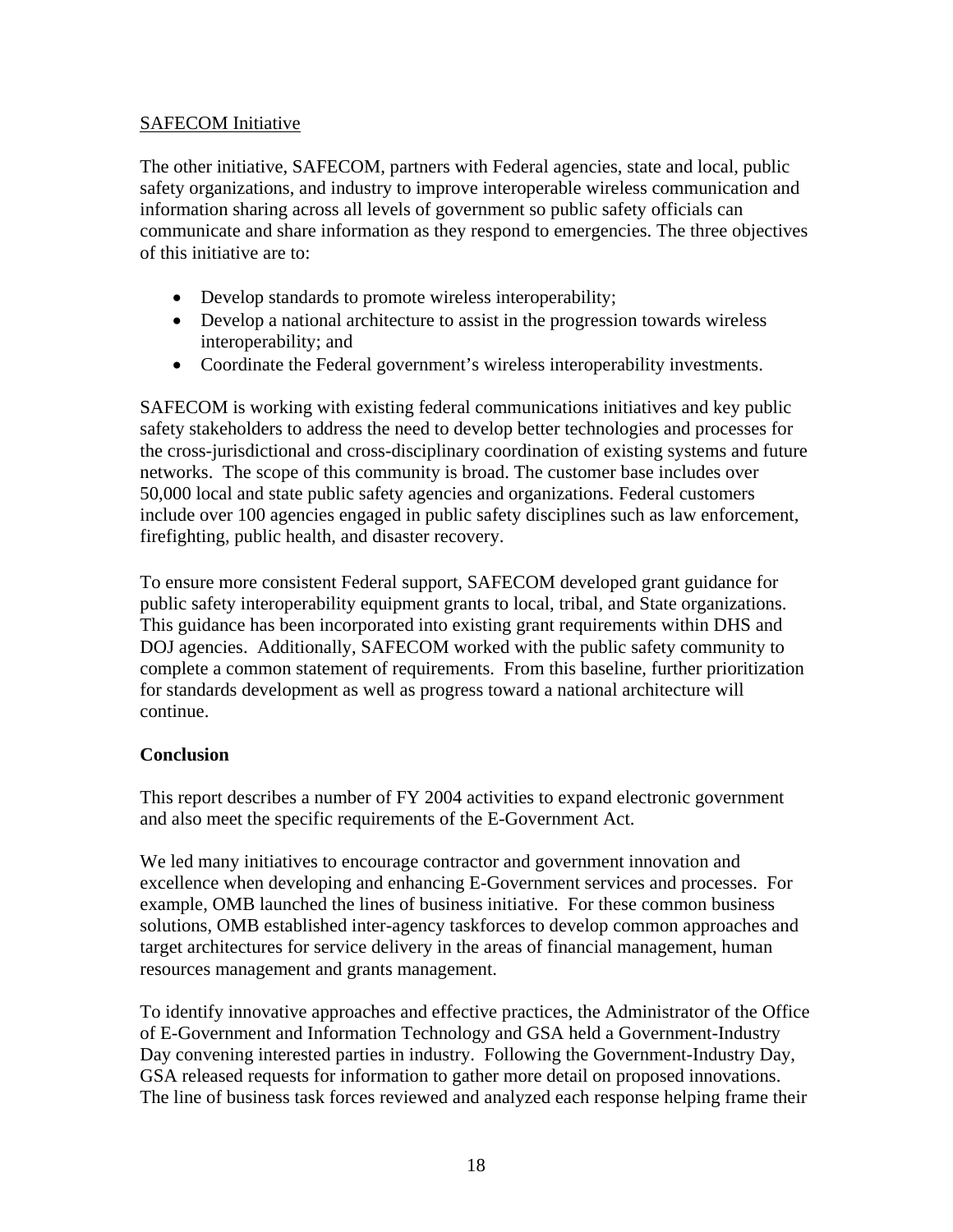SAFECOM Initiative

The other initiative, SAFECOM, partners with Federal agencies, state and local, public safety organizations, and industry to improve interoperable wireless communication and information sharing across all levels of government so public safety officials can communicate and share information as they respond to emergencies. The three objectives of this initiative are to:

- Develop standards to promote wireless interoperability;
- Develop a national architecture to assist in the progression towards wireless interoperability; and
- Coordinate the Federal government's wireless interoperability investments.

SAFECOM is working with existing federal communications initiatives and key public safety stakeholders to address the need to develop better technologies and processes for the cross-jurisdictional and cross-disciplinary coordination of existing systems and future networks. The scope of this community is broad. The customer base includes over 50,000 local and state public safety agencies and organizations. Federal customers include over 100 agencies engaged in public safety disciplines such as law enforcement, firefighting, public health, and disaster recovery.

To ensure more consistent Federal support, SAFECOM developed grant guidance for public safety interoperability equipment grants to local, tribal, and State organizations. This guidance has been incorporated into existing grant requirements within DHS and DOJ agencies. Additionally, SAFECOM worked with the public safety community to complete a common statement of requirements. From this baseline, further prioritization for standards development as well as progress toward a national architecture will continue.

**Conclusion**

This report describes a number of FY 2004 activities to expand electronic government and also meet the specific requirements of the E-Government Act.

We led many initiatives to encourage contractor and government innovation and excellence when developing and enhancing E-Government services and processes. For example, OMB launched the lines of business initiative. For these common business solutions, OMB established inter-agency taskforces to develop common approaches and target architectures for service delivery in the areas of financial management, human resources management and grants management.

To identify innovative approaches and effective practices, the Administrator of the Office of E-Government and Information Technology and GSA held a Government-Industry Day convening interested parties in industry. Following the Government-Industry Day, GSA released requests for information to gather more detail on proposed innovations. The line of business task forces reviewed and analyzed each response helping frame their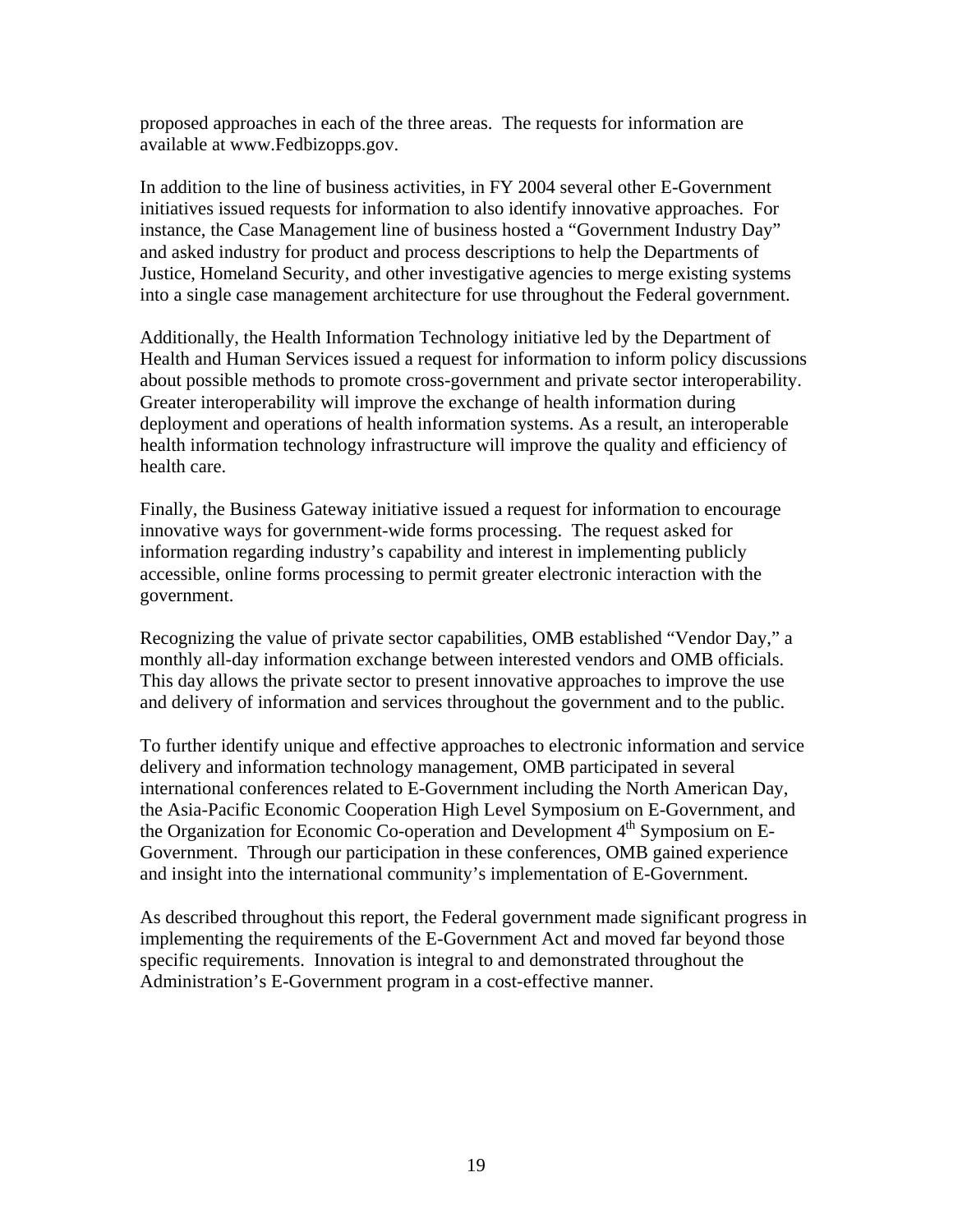proposed approaches in each of the three areas. The requests for information are available at www.Fedbizopps.gov.

In addition to the line of business activities, in FY 2004 several other E-Government initiatives issued requests for information to also identify innovative approaches. For instance, the Case Management line of business hosted a "Government Industry Day" and asked industry for product and process descriptions to help the Departments of Justice, Homeland Security, and other investigative agencies to merge existing systems into a single case management architecture for use throughout the Federal government.

Additionally, the Health Information Technology initiative led by the Department of Health and Human Services issued a request for information to inform policy discussions about possible methods to promote cross-government and private sector interoperability. Greater interoperability will improve the exchange of health information during deployment and operations of health information systems. As a result, an interoperable health information technology infrastructure will improve the quality and efficiency of health care.

Finally, the Business Gateway initiative issued a request for information to encourage innovative ways for government-wide forms processing. The request asked for information regarding industry's capability and interest in implementing publicly accessible, online forms processing to permit greater electronic interaction with the government.

Recognizing the value of private sector capabilities, OMB established "Vendor Day," a monthly all-day information exchange between interested vendors and OMB officials. This day allows the private sector to present innovative approaches to improve the use and delivery of information and services throughout the government and to the public.

To further identify unique and effective approaches to electronic information and service delivery and information technology management, OMB participated in several international conferences related to E-Government including the North American Day, the Asia-Pacific Economic Cooperation High Level Symposium on E-Government, and the Organization for Economic Co-operation and Development 4th Symposium on E-Government. Through our participation in these conferences, OMB gained experience and insight into the international community's implementation of E-Government.

As described throughout this report, the Federal government made significant progress in implementing the requirements of the E-Government Act and moved far beyond those specific requirements. Innovation is integral to and demonstrated throughout the Administration's E-Government program in a cost-effective manner.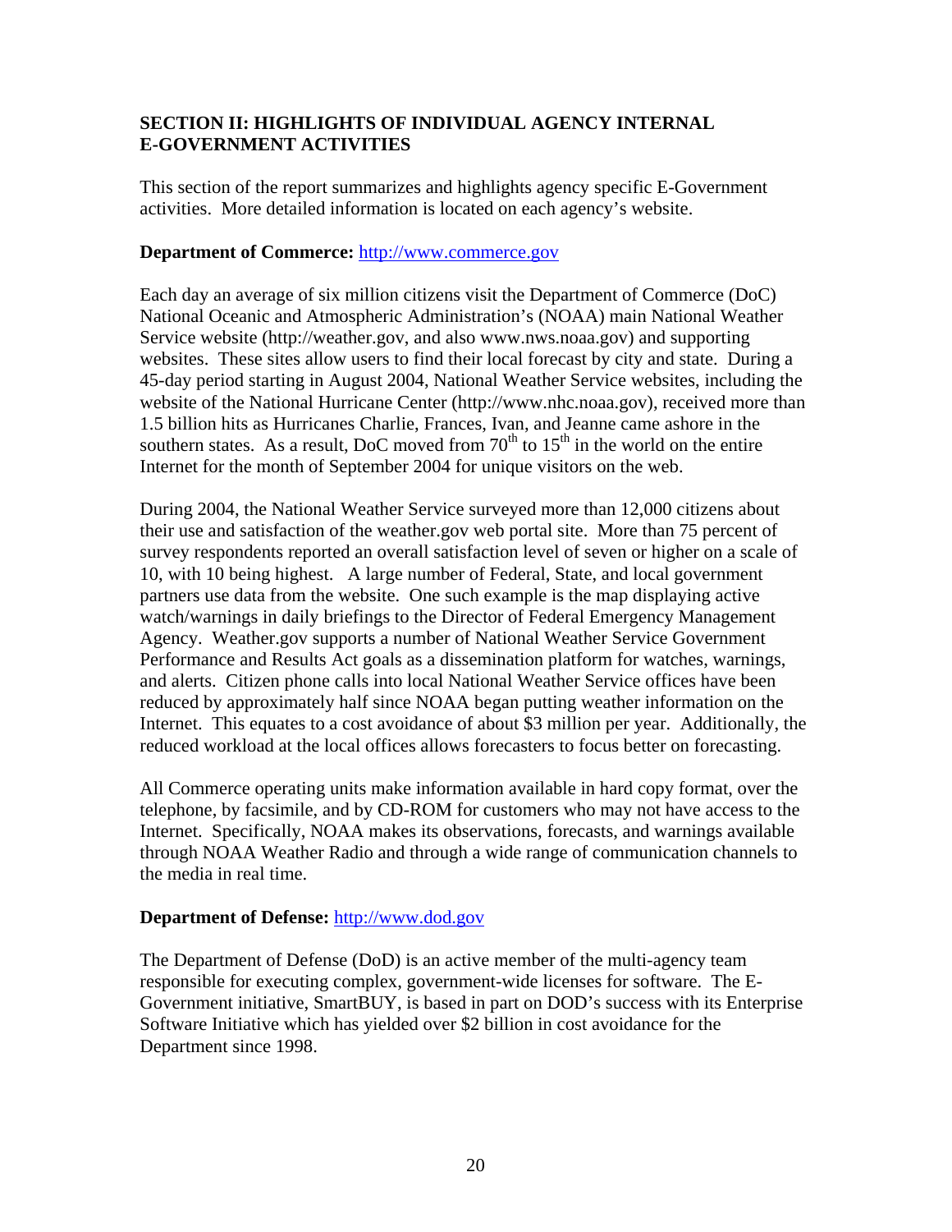## SECTION II: HIGHLIGHTS OF INDIVIDUAL AGENCY INTERNAL E-GOVERNMENT ACTIVITIES

This section of the report summarizes and highlights agency specific E-Government activities. More detailed information is located on each agency's website.

**Department of Commerce:** http://www.commerce.gov

Each day an average of six million citizens visit the Department of Commerce (DoC) National Oceanic and Atmospheric Administration's (NOAA) main National Weather Service website (http://weather.gov, and also www.nws.noaa.gov) and supporting websites. These sites allow users to find their local forecast by city and state. During a 45-day period starting in August 2004, National Weather Service websites, including the website of the National Hurricane Center (http://www.nhc.noaa.gov), received more than 1.5 billion hits as Hurricanes Charlie, Frances, Ivan, and Jeanne came ashore in the southern states. As a result, DoC moved from 70th to 15th in the world on the entire Internet for the month of September 2004 for unique visitors on the web.

During 2004, the National Weather Service surveyed more than 12,000 citizens about their use and satisfaction of the weather.gov web portal site. More than 75 percent of survey respondents reported an overall satisfaction level of seven or higher on a scale of 10, with 10 being highest. A large number of Federal, State, and local government partners use data from the website. One such example is the map displaying active watch/warnings in daily briefings to the Director of Federal Emergency Management Agency. Weather.gov supports a number of National Weather Service Government Performance and Results Act goals as a dissemination platform for watches, warnings, and alerts. Citizen phone calls into local National Weather Service offices have been reduced by approximately half since NOAA began putting weather information on the Internet. This equates to a cost avoidance of about $3 million per year. Additionally, the reduced workload at the local offices allows forecasters to focus better on forecasting.

All Commerce operating units make information available in hard copy format, over the telephone, by facsimile, and by CD-ROM for customers who may not have access to the Internet. Specifically, NOAA makes its observations, forecasts, and warnings available through NOAA Weather Radio and through a wide range of communication channels to the media in real time.

**Department of Defense:** http://www.dod.gov

The Department of Defense (DoD) is an active member of the multi-agency team responsible for executing complex, government-wide licenses for software. The E-Government initiative, SmartBUY, is based in part on DOD's success with its Enterprise Software Initiative which has yielded over $2 billion in cost avoidance for the Department since 1998.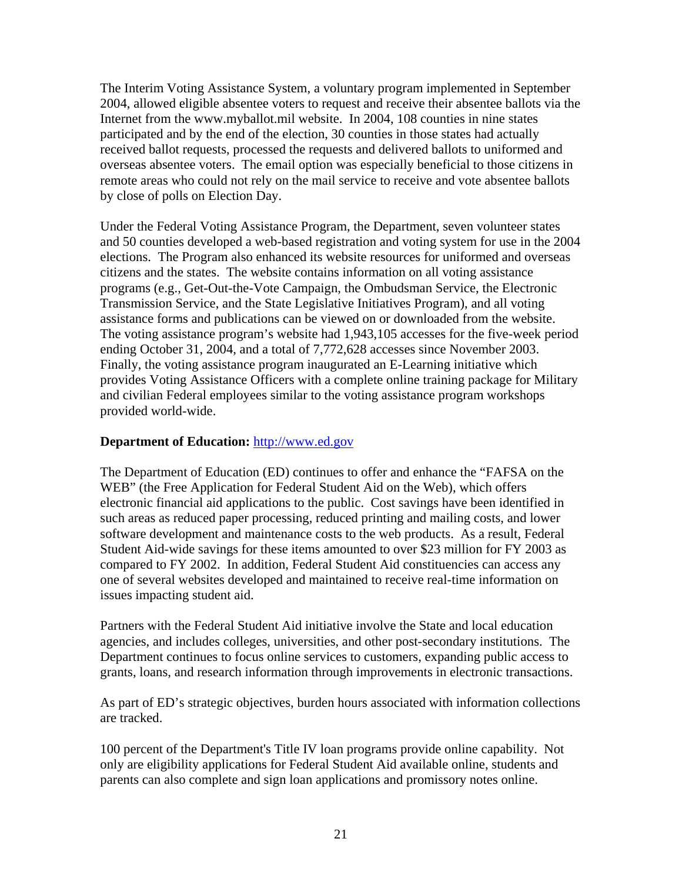The Interim Voting Assistance System, a voluntary program implemented in September 2004, allowed eligible absentee voters to request and receive their absentee ballots via the Internet from the www.myballot.mil website. In 2004, 108 counties in nine states participated and by the end of the election, 30 counties in those states had actually received ballot requests, processed the requests and delivered ballots to uniformed and overseas absentee voters. The email option was especially beneficial to those citizens in remote areas who could not rely on the mail service to receive and vote absentee ballots by close of polls on Election Day.

Under the Federal Voting Assistance Program, the Department, seven volunteer states and 50 counties developed a web-based registration and voting system for use in the 2004 elections. The Program also enhanced its website resources for uniformed and overseas citizens and the states. The website contains information on all voting assistance programs (e.g., Get-Out-the-Vote Campaign, the Ombudsman Service, the Electronic Transmission Service, and the State Legislative Initiatives Program), and all voting assistance forms and publications can be viewed on or downloaded from the website. The voting assistance program's website had 1,943,105 accesses for the five-week period ending October 31, 2004, and a total of 7,772,628 accesses since November 2003. Finally, the voting assistance program inaugurated an E-Learning initiative which provides Voting Assistance Officers with a complete online training package for Military and civilian Federal employees similar to the voting assistance program workshops provided world-wide.

**Department of Education:** [http://www.ed.gov](http://www.ed.gov)

The Department of Education (ED) continues to offer and enhance the "FAFSA on the WEB" (the Free Application for Federal Student Aid on the Web), which offers electronic financial aid applications to the public. Cost savings have been identified in such areas as reduced paper processing, reduced printing and mailing costs, and lower software development and maintenance costs to the web products. As a result, Federal Student Aid-wide savings for these items amounted to over $23 million for FY 2003 as compared to FY 2002. In addition, Federal Student Aid constituencies can access any one of several websites developed and maintained to receive real-time information on issues impacting student aid.

Partners with the Federal Student Aid initiative involve the State and local education agencies, and includes colleges, universities, and other post-secondary institutions. The Department continues to focus online services to customers, expanding public access to grants, loans, and research information through improvements in electronic transactions.

As part of ED's strategic objectives, burden hours associated with information collections are tracked.

100 percent of the Department's Title IV loan programs provide online capability. Not only are eligibility applications for Federal Student Aid available online, students and parents can also complete and sign loan applications and promissory notes online.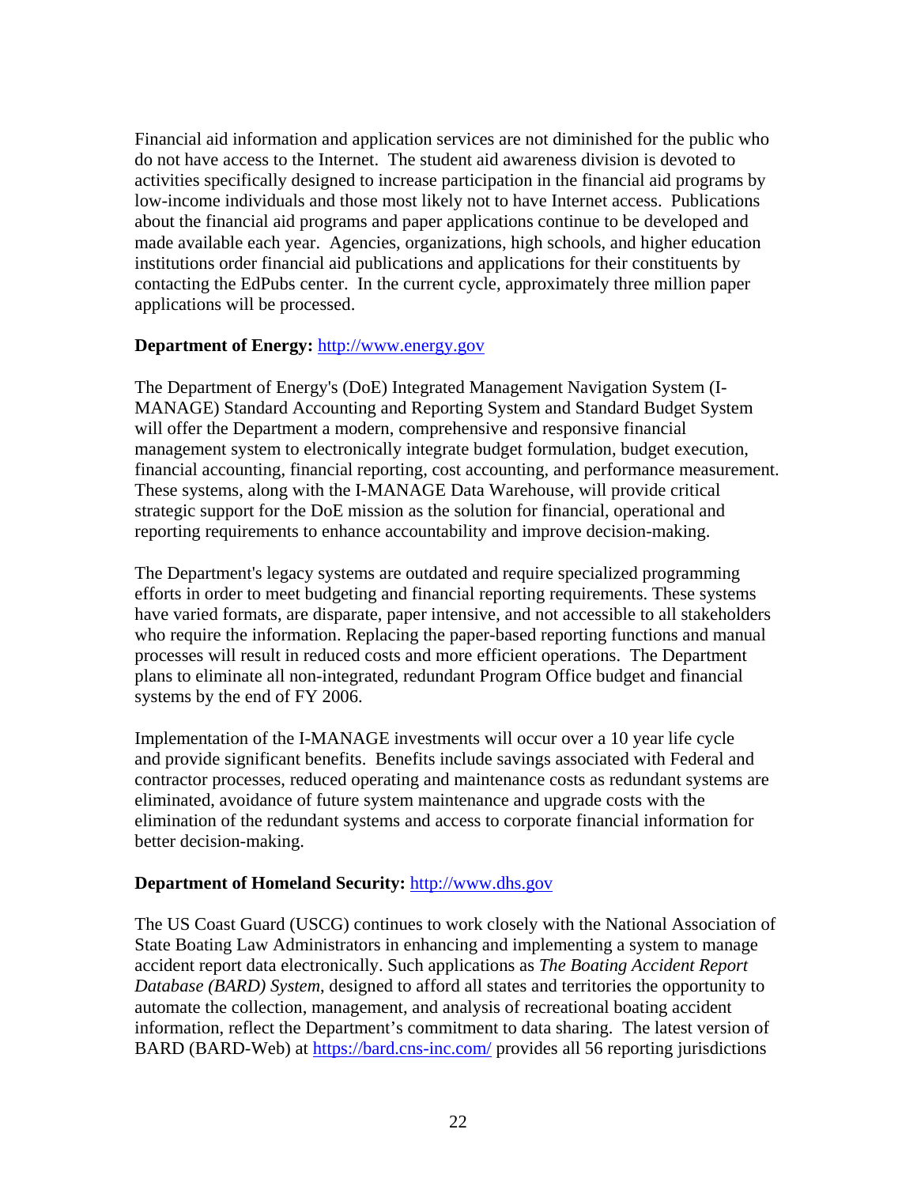Financial aid information and application services are not diminished for the public who do not have access to the Internet. The student aid awareness division is devoted to activities specifically designed to increase participation in the financial aid programs by low-income individuals and those most likely not to have Internet access. Publications about the financial aid programs and paper applications continue to be developed and made available each year. Agencies, organizations, high schools, and higher education institutions order financial aid publications and applications for their constituents by contacting the EdPubs center. In the current cycle, approximately three million paper applications will be processed.

**Department of Energy:** http://www.energy.gov

The Department of Energy's (DoE) Integrated Management Navigation System (I-MANAGE) Standard Accounting and Reporting System and Standard Budget System will offer the Department a modern, comprehensive and responsive financial management system to electronically integrate budget formulation, budget execution, financial accounting, financial reporting, cost accounting, and performance measurement. These systems, along with the I-MANAGE Data Warehouse, will provide critical strategic support for the DoE mission as the solution for financial, operational and reporting requirements to enhance accountability and improve decision-making.

The Department's legacy systems are outdated and require specialized programming efforts in order to meet budgeting and financial reporting requirements. These systems have varied formats, are disparate, paper intensive, and not accessible to all stakeholders who require the information. Replacing the paper-based reporting functions and manual processes will result in reduced costs and more efficient operations. The Department plans to eliminate all non-integrated, redundant Program Office budget and financial systems by the end of FY 2006.

Implementation of the I-MANAGE investments will occur over a 10 year life cycle and provide significant benefits. Benefits include savings associated with Federal and contractor processes, reduced operating and maintenance costs as redundant systems are eliminated, avoidance of future system maintenance and upgrade costs with the elimination of the redundant systems and access to corporate financial information for better decision-making.

**Department of Homeland Security:** http://www.dhs.gov

The US Coast Guard (USCG) continues to work closely with the National Association of State Boating Law Administrators in enhancing and implementing a system to manage accident report data electronically. Such applications as *The Boating Accident Report Database (BARD) System*, designed to afford all states and territories the opportunity to automate the collection, management, and analysis of recreational boating accident information, reflect the Department's commitment to data sharing. The latest version of BARD (BARD-Web) at https://bard.cns-inc.com/ provides all 56 reporting jurisdictions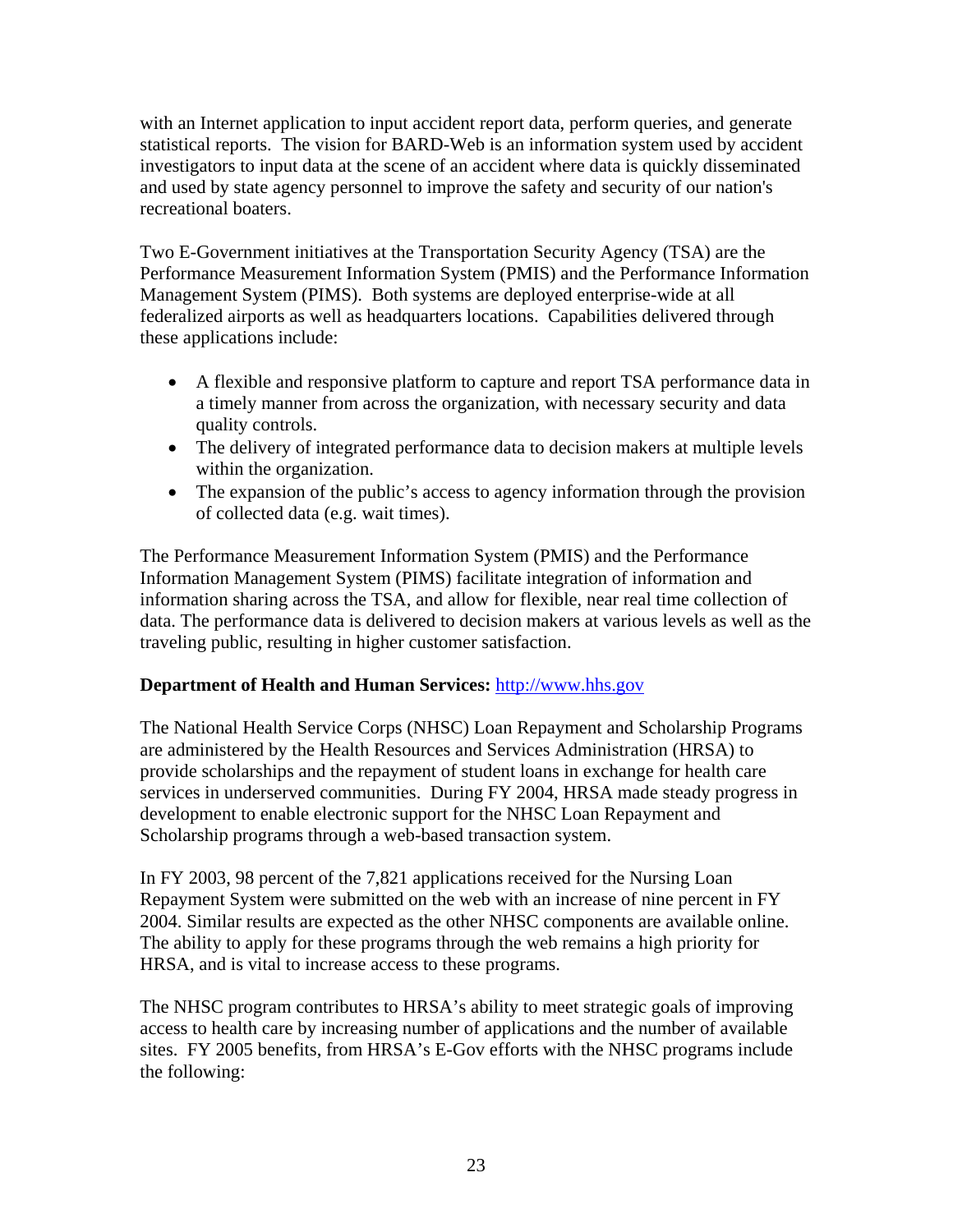with an Internet application to input accident report data, perform queries, and generate statistical reports. The vision for BARD-Web is an information system used by accident investigators to input data at the scene of an accident where data is quickly disseminated and used by state agency personnel to improve the safety and security of our nation's recreational boaters.

Two E-Government initiatives at the Transportation Security Agency (TSA) are the Performance Measurement Information System (PMIS) and the Performance Information Management System (PIMS). Both systems are deployed enterprise-wide at all federalized airports as well as headquarters locations. Capabilities delivered through these applications include:

- A flexible and responsive platform to capture and report TSA performance data in a timely manner from across the organization, with necessary security and data quality controls.
- The delivery of integrated performance data to decision makers at multiple levels within the organization.
- The expansion of the public's access to agency information through the provision of collected data (e.g. wait times).

The Performance Measurement Information System (PMIS) and the Performance Information Management System (PIMS) facilitate integration of information and information sharing across the TSA, and allow for flexible, near real time collection of data. The performance data is delivered to decision makers at various levels as well as the traveling public, resulting in higher customer satisfaction.

**Department of Health and Human Services:** http://www.hhs.gov

The National Health Service Corps (NHSC) Loan Repayment and Scholarship Programs are administered by the Health Resources and Services Administration (HRSA) to provide scholarships and the repayment of student loans in exchange for health care services in underserved communities. During FY 2004, HRSA made steady progress in development to enable electronic support for the NHSC Loan Repayment and Scholarship programs through a web-based transaction system.

In FY 2003, 98 percent of the 7,821 applications received for the Nursing Loan Repayment System were submitted on the web with an increase of nine percent in FY 2004. Similar results are expected as the other NHSC components are available online. The ability to apply for these programs through the web remains a high priority for HRSA, and is vital to increase access to these programs.

The NHSC program contributes to HRSA's ability to meet strategic goals of improving access to health care by increasing number of applications and the number of available sites. FY 2005 benefits, from HRSA's E-Gov efforts with the NHSC programs include the following: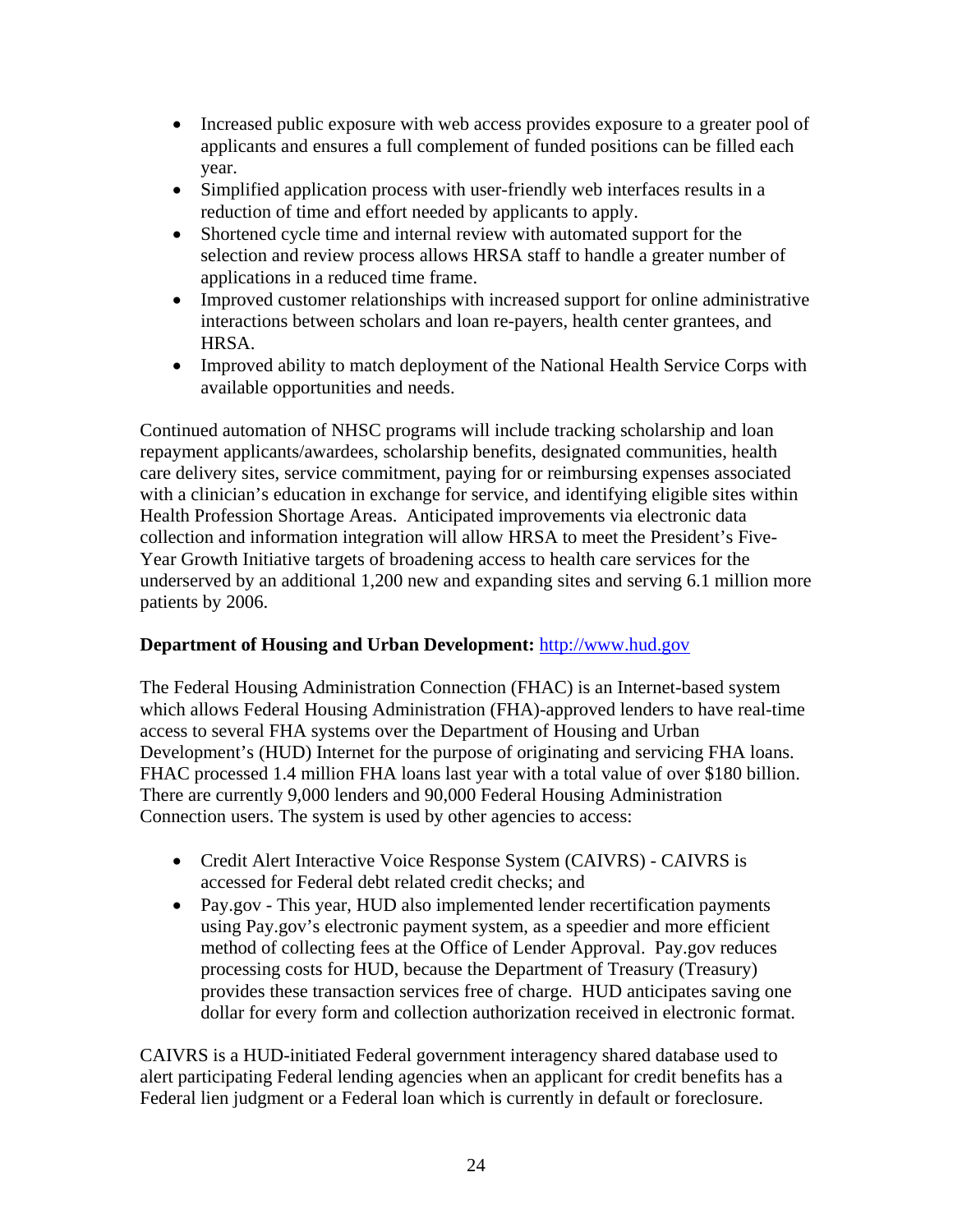- Increased public exposure with web access provides exposure to a greater pool of applicants and ensures a full complement of funded positions can be filled each year.
- Simplified application process with user-friendly web interfaces results in a reduction of time and effort needed by applicants to apply.
- Shortened cycle time and internal review with automated support for the selection and review process allows HRSA staff to handle a greater number of applications in a reduced time frame.
- Improved customer relationships with increased support for online administrative interactions between scholars and loan re-payers, health center grantees, and HRSA.
- Improved ability to match deployment of the National Health Service Corps with available opportunities and needs.

Continued automation of NHSC programs will include tracking scholarship and loan repayment applicants/awardees, scholarship benefits, designated communities, health care delivery sites, service commitment, paying for or reimbursing expenses associated with a clinician's education in exchange for service, and identifying eligible sites within Health Profession Shortage Areas. Anticipated improvements via electronic data collection and information integration will allow HRSA to meet the President's Five-Year Growth Initiative targets of broadening access to health care services for the underserved by an additional 1,200 new and expanding sites and serving 6.1 million more patients by 2006.

**Department of Housing and Urban Development:** http://www.hud.gov

The Federal Housing Administration Connection (FHAC) is an Internet-based system which allows Federal Housing Administration (FHA)-approved lenders to have real-time access to several FHA systems over the Department of Housing and Urban Development's (HUD) Internet for the purpose of originating and servicing FHA loans. FHAC processed 1.4 million FHA loans last year with a total value of over $180 billion. There are currently 9,000 lenders and 90,000 Federal Housing Administration Connection users. The system is used by other agencies to access:

- Credit Alert Interactive Voice Response System (CAIVRS) - CAIVRS is accessed for Federal debt related credit checks; and
- Pay.gov - This year, HUD also implemented lender recertification payments using Pay.gov's electronic payment system, as a speedier and more efficient method of collecting fees at the Office of Lender Approval. Pay.gov reduces processing costs for HUD, because the Department of Treasury (Treasury) provides these transaction services free of charge. HUD anticipates saving one dollar for every form and collection authorization received in electronic format.

CAIVRS is a HUD-initiated Federal government interagency shared database used to alert participating Federal lending agencies when an applicant for credit benefits has a Federal lien judgment or a Federal loan which is currently in default or foreclosure.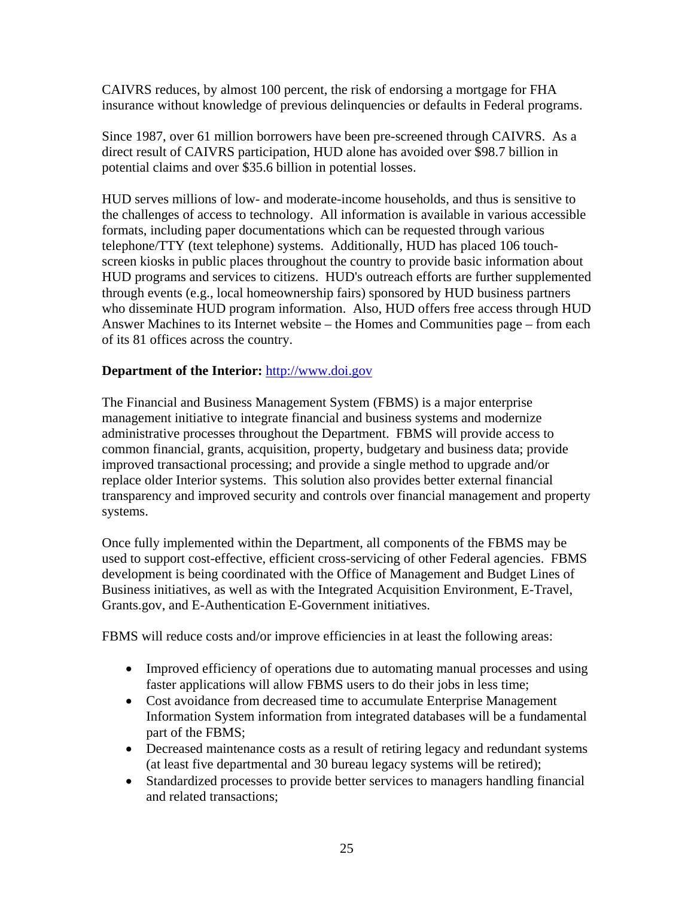CAIVRS reduces, by almost 100 percent, the risk of endorsing a mortgage for FHA insurance without knowledge of previous delinquencies or defaults in Federal programs.

Since 1987, over 61 million borrowers have been pre-screened through CAIVRS. As a direct result of CAIVRS participation, HUD alone has avoided over $98.7 billion in potential claims and over $35.6 billion in potential losses.

HUD serves millions of low- and moderate-income households, and thus is sensitive to the challenges of access to technology. All information is available in various accessible formats, including paper documentations which can be requested through various telephone/TTY (text telephone) systems. Additionally, HUD has placed 106 touch-screen kiosks in public places throughout the country to provide basic information about HUD programs and services to citizens. HUD's outreach efforts are further supplemented through events (e.g., local homeownership fairs) sponsored by HUD business partners who disseminate HUD program information. Also, HUD offers free access through HUD Answer Machines to its Internet website – the Homes and Communities page – from each of its 81 offices across the country.

**Department of the Interior:** http://www.doi.gov

The Financial and Business Management System (FBMS) is a major enterprise management initiative to integrate financial and business systems and modernize administrative processes throughout the Department. FBMS will provide access to common financial, grants, acquisition, property, budgetary and business data; provide improved transactional processing; and provide a single method to upgrade and/or replace older Interior systems. This solution also provides better external financial transparency and improved security and controls over financial management and property systems.

Once fully implemented within the Department, all components of the FBMS may be used to support cost-effective, efficient cross-servicing of other Federal agencies. FBMS development is being coordinated with the Office of Management and Budget Lines of Business initiatives, as well as with the Integrated Acquisition Environment, E-Travel, Grants.gov, and E-Authentication E-Government initiatives.

FBMS will reduce costs and/or improve efficiencies in at least the following areas:

- Improved efficiency of operations due to automating manual processes and using faster applications will allow FBMS users to do their jobs in less time;
- Cost avoidance from decreased time to accumulate Enterprise Management Information System information from integrated databases will be a fundamental part of the FBMS;
- Decreased maintenance costs as a result of retiring legacy and redundant systems (at least five departmental and 30 bureau legacy systems will be retired);
- Standardized processes to provide better services to managers handling financial and related transactions;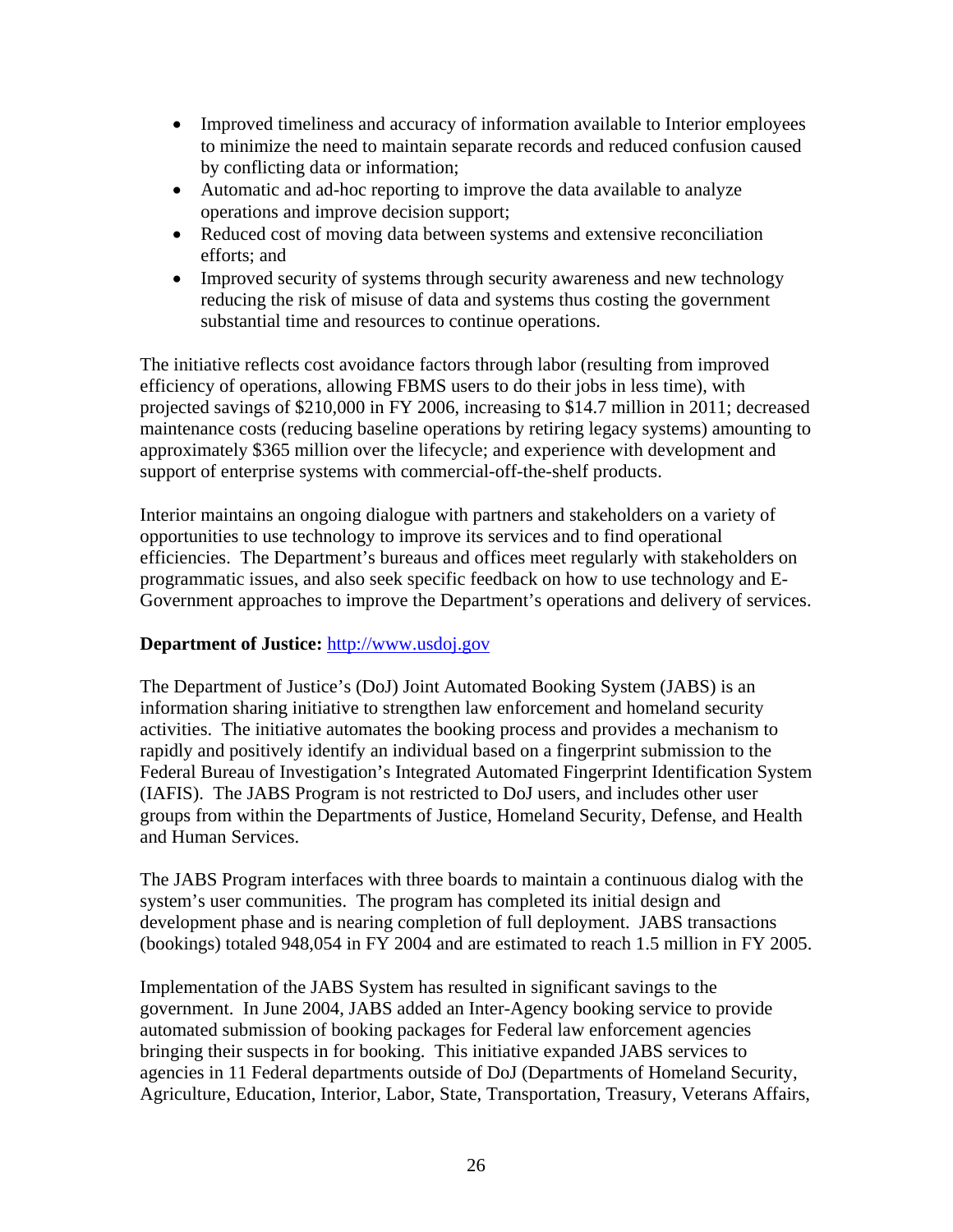- Improved timeliness and accuracy of information available to Interior employees to minimize the need to maintain separate records and reduced confusion caused by conflicting data or information;
- Automatic and ad-hoc reporting to improve the data available to analyze operations and improve decision support;
- Reduced cost of moving data between systems and extensive reconciliation efforts; and
- Improved security of systems through security awareness and new technology reducing the risk of misuse of data and systems thus costing the government substantial time and resources to continue operations.

The initiative reflects cost avoidance factors through labor (resulting from improved efficiency of operations, allowing FBMS users to do their jobs in less time), with projected savings of $210,000 in FY 2006, increasing to $14.7 million in 2011; decreased maintenance costs (reducing baseline operations by retiring legacy systems) amounting to approximately $365 million over the lifecycle; and experience with development and support of enterprise systems with commercial-off-the-shelf products.

Interior maintains an ongoing dialogue with partners and stakeholders on a variety of opportunities to use technology to improve its services and to find operational efficiencies. The Department's bureaus and offices meet regularly with stakeholders on programmatic issues, and also seek specific feedback on how to use technology and E-Government approaches to improve the Department's operations and delivery of services.

**Department of Justice:** http://www.usdoj.gov

The Department of Justice's (DoJ) Joint Automated Booking System (JABS) is an information sharing initiative to strengthen law enforcement and homeland security activities. The initiative automates the booking process and provides a mechanism to rapidly and positively identify an individual based on a fingerprint submission to the Federal Bureau of Investigation's Integrated Automated Fingerprint Identification System (IAFIS). The JABS Program is not restricted to DoJ users, and includes other user groups from within the Departments of Justice, Homeland Security, Defense, and Health and Human Services.

The JABS Program interfaces with three boards to maintain a continuous dialog with the system's user communities. The program has completed its initial design and development phase and is nearing completion of full deployment. JABS transactions (bookings) totaled 948,054 in FY 2004 and are estimated to reach 1.5 million in FY 2005.

Implementation of the JABS System has resulted in significant savings to the government. In June 2004, JABS added an Inter-Agency booking service to provide automated submission of booking packages for Federal law enforcement agencies bringing their suspects in for booking. This initiative expanded JABS services to agencies in 11 Federal departments outside of DoJ (Departments of Homeland Security, Agriculture, Education, Interior, Labor, State, Transportation, Treasury, Veterans Affairs,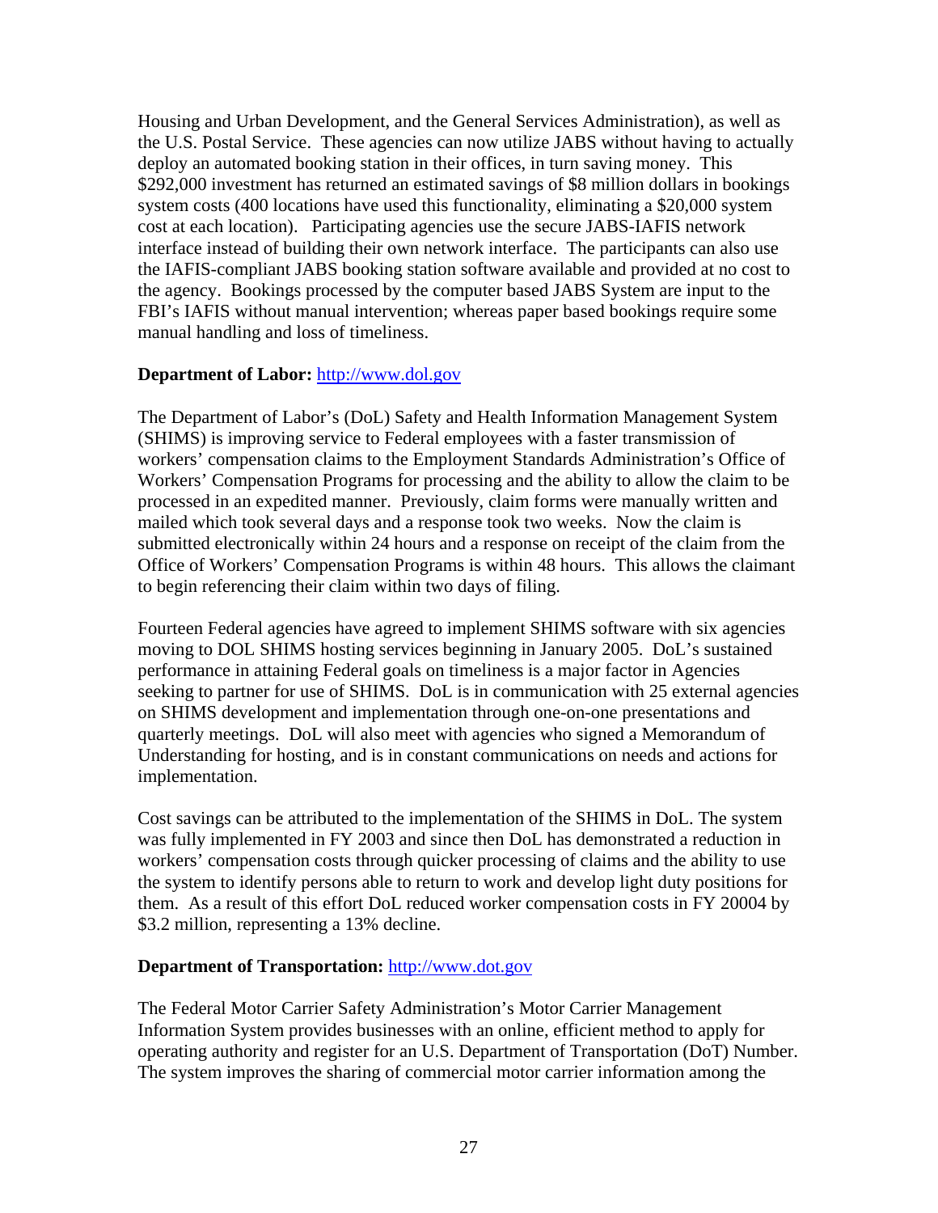Housing and Urban Development, and the General Services Administration), as well as the U.S. Postal Service. These agencies can now utilize JABS without having to actually deploy an automated booking station in their offices, in turn saving money. This $292,000 investment has returned an estimated savings of $8 million dollars in bookings system costs (400 locations have used this functionality, eliminating a $20,000 system cost at each location). Participating agencies use the secure JABS-IAFIS network interface instead of building their own network interface. The participants can also use the IAFIS-compliant JABS booking station software available and provided at no cost to the agency. Bookings processed by the computer based JABS System are input to the FBI's IAFIS without manual intervention; whereas paper based bookings require some manual handling and loss of timeliness.

**Department of Labor:** http://www.dol.gov

The Department of Labor's (DoL) Safety and Health Information Management System (SHIMS) is improving service to Federal employees with a faster transmission of workers' compensation claims to the Employment Standards Administration's Office of Workers' Compensation Programs for processing and the ability to allow the claim to be processed in an expedited manner. Previously, claim forms were manually written and mailed which took several days and a response took two weeks. Now the claim is submitted electronically within 24 hours and a response on receipt of the claim from the Office of Workers' Compensation Programs is within 48 hours. This allows the claimant to begin referencing their claim within two days of filing.

Fourteen Federal agencies have agreed to implement SHIMS software with six agencies moving to DOL SHIMS hosting services beginning in January 2005. DoL's sustained performance in attaining Federal goals on timeliness is a major factor in Agencies seeking to partner for use of SHIMS. DoL is in communication with 25 external agencies on SHIMS development and implementation through one-on-one presentations and quarterly meetings. DoL will also meet with agencies who signed a Memorandum of Understanding for hosting, and is in constant communications on needs and actions for implementation.

Cost savings can be attributed to the implementation of the SHIMS in DoL. The system was fully implemented in FY 2003 and since then DoL has demonstrated a reduction in workers' compensation costs through quicker processing of claims and the ability to use the system to identify persons able to return to work and develop light duty positions for them. As a result of this effort DoL reduced worker compensation costs in FY 20004 by $3.2 million, representing a 13% decline.

**Department of Transportation:** http://www.dot.gov

The Federal Motor Carrier Safety Administration's Motor Carrier Management Information System provides businesses with an online, efficient method to apply for operating authority and register for an U.S. Department of Transportation (DoT) Number. The system improves the sharing of commercial motor carrier information among the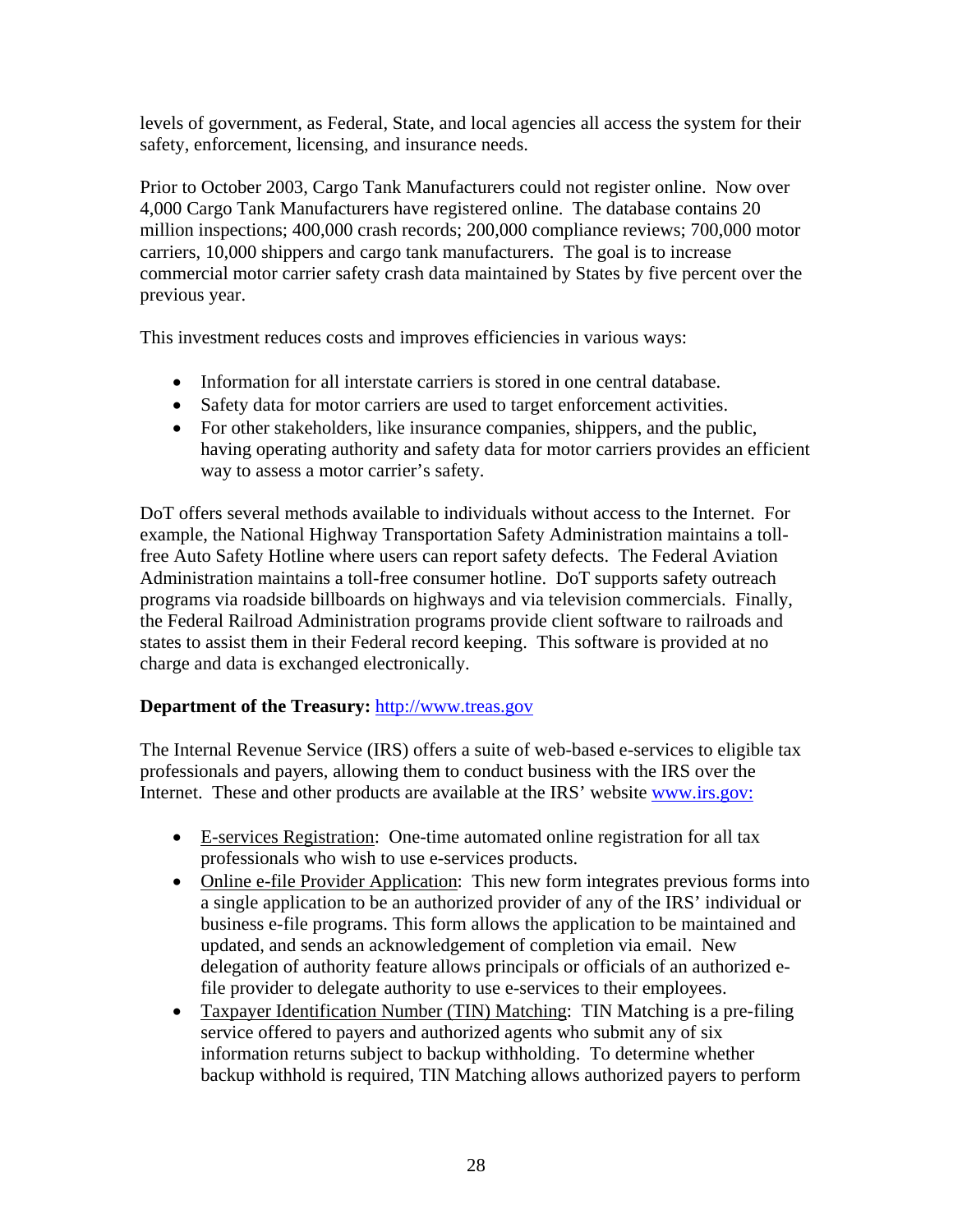levels of government, as Federal, State, and local agencies all access the system for their safety, enforcement, licensing, and insurance needs.

Prior to October 2003, Cargo Tank Manufacturers could not register online. Now over 4,000 Cargo Tank Manufacturers have registered online. The database contains 20 million inspections; 400,000 crash records; 200,000 compliance reviews; 700,000 motor carriers, 10,000 shippers and cargo tank manufacturers. The goal is to increase commercial motor carrier safety crash data maintained by States by five percent over the previous year.

This investment reduces costs and improves efficiencies in various ways:

- Information for all interstate carriers is stored in one central database.
- Safety data for motor carriers are used to target enforcement activities.
- For other stakeholders, like insurance companies, shippers, and the public, having operating authority and safety data for motor carriers provides an efficient way to assess a motor carrier's safety.

DoT offers several methods available to individuals without access to the Internet. For example, the National Highway Transportation Safety Administration maintains a toll-free Auto Safety Hotline where users can report safety defects. The Federal Aviation Administration maintains a toll-free consumer hotline. DoT supports safety outreach programs via roadside billboards on highways and via television commercials. Finally, the Federal Railroad Administration programs provide client software to railroads and states to assist them in their Federal record keeping. This software is provided at no charge and data is exchanged electronically.

**Department of the Treasury:** http://www.treas.gov

The Internal Revenue Service (IRS) offers a suite of web-based e-services to eligible tax professionals and payers, allowing them to conduct business with the IRS over the Internet. These and other products are available at the IRS' website www.irs.gov:

- E-services Registration: One-time automated online registration for all tax professionals who wish to use e-services products.
- Online e-file Provider Application: This new form integrates previous forms into a single application to be an authorized provider of any of the IRS' individual or business e-file programs. This form allows the application to be maintained and updated, and sends an acknowledgement of completion via email. New delegation of authority feature allows principals or officials of an authorized e-file provider to delegate authority to use e-services to their employees.
- Taxpayer Identification Number (TIN) Matching: TIN Matching is a pre-filing service offered to payers and authorized agents who submit any of six information returns subject to backup withholding. To determine whether backup withhold is required, TIN Matching allows authorized payers to perform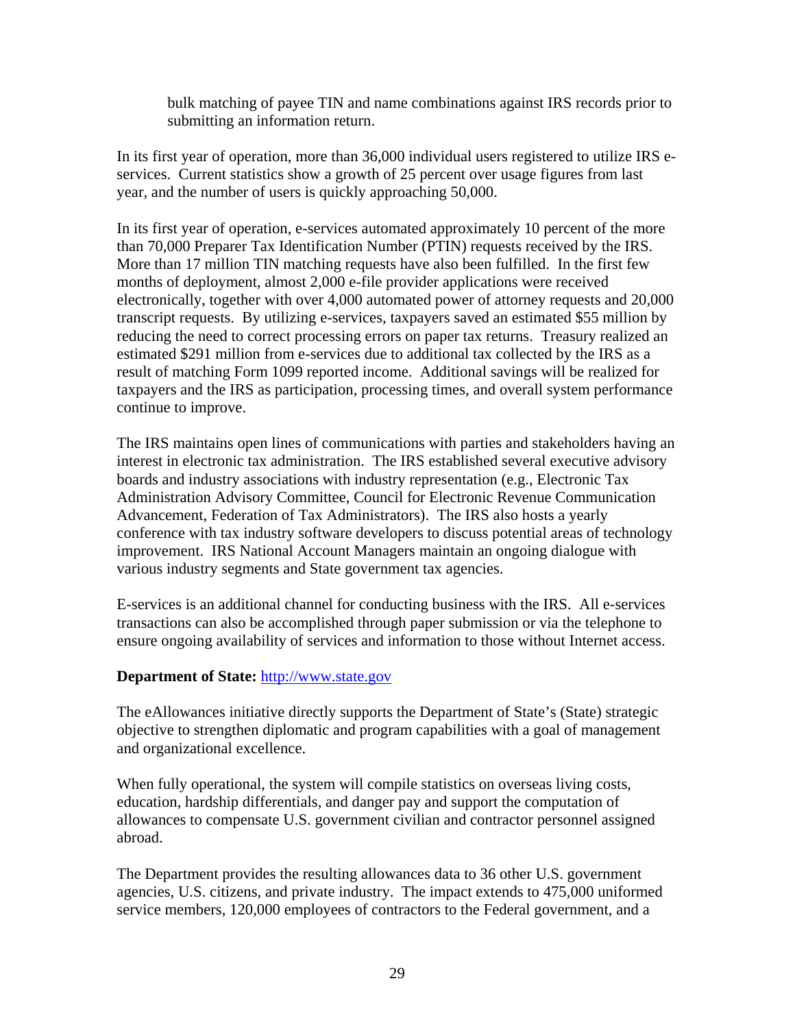bulk matching of payee TIN and name combinations against IRS records prior to submitting an information return.

In its first year of operation, more than 36,000 individual users registered to utilize IRS e-services. Current statistics show a growth of 25 percent over usage figures from last year, and the number of users is quickly approaching 50,000.

In its first year of operation, e-services automated approximately 10 percent of the more than 70,000 Preparer Tax Identification Number (PTIN) requests received by the IRS. More than 17 million TIN matching requests have also been fulfilled. In the first few months of deployment, almost 2,000 e-file provider applications were received electronically, together with over 4,000 automated power of attorney requests and 20,000 transcript requests. By utilizing e-services, taxpayers saved an estimated $55 million by reducing the need to correct processing errors on paper tax returns. Treasury realized an estimated $291 million from e-services due to additional tax collected by the IRS as a result of matching Form 1099 reported income. Additional savings will be realized for taxpayers and the IRS as participation, processing times, and overall system performance continue to improve.

The IRS maintains open lines of communications with parties and stakeholders having an interest in electronic tax administration. The IRS established several executive advisory boards and industry associations with industry representation (e.g., Electronic Tax Administration Advisory Committee, Council for Electronic Revenue Communication Advancement, Federation of Tax Administrators). The IRS also hosts a yearly conference with tax industry software developers to discuss potential areas of technology improvement. IRS National Account Managers maintain an ongoing dialogue with various industry segments and State government tax agencies.

E-services is an additional channel for conducting business with the IRS. All e-services transactions can also be accomplished through paper submission or via the telephone to ensure ongoing availability of services and information to those without Internet access.

**Department of State:** http://www.state.gov

The eAllowances initiative directly supports the Department of State's (State) strategic objective to strengthen diplomatic and program capabilities with a goal of management and organizational excellence.

When fully operational, the system will compile statistics on overseas living costs, education, hardship differentials, and danger pay and support the computation of allowances to compensate U.S. government civilian and contractor personnel assigned abroad.

The Department provides the resulting allowances data to 36 other U.S. government agencies, U.S. citizens, and private industry. The impact extends to 475,000 uniformed service members, 120,000 employees of contractors to the Federal government, and a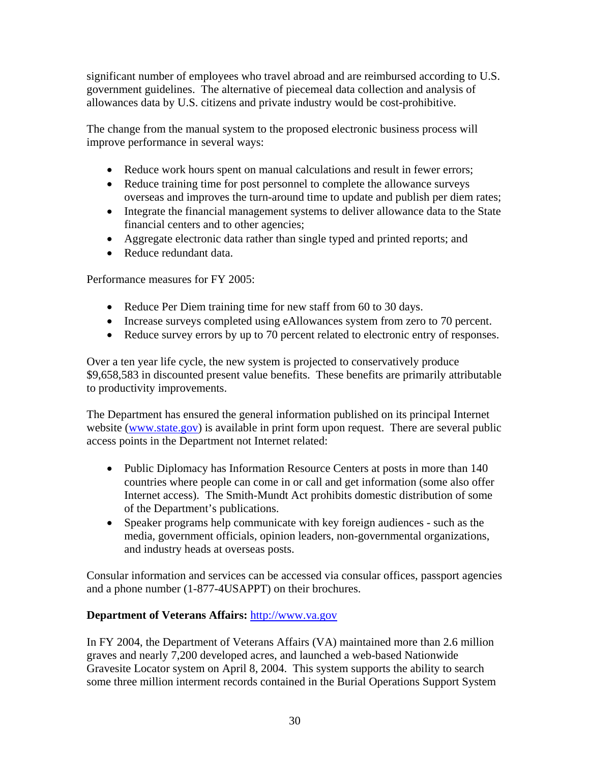significant number of employees who travel abroad and are reimbursed according to U.S. government guidelines. The alternative of piecemeal data collection and analysis of allowances data by U.S. citizens and private industry would be cost-prohibitive.

The change from the manual system to the proposed electronic business process will improve performance in several ways:

- Reduce work hours spent on manual calculations and result in fewer errors;
- Reduce training time for post personnel to complete the allowance surveys overseas and improves the turn-around time to update and publish per diem rates;
- Integrate the financial management systems to deliver allowance data to the State financial centers and to other agencies;
- Aggregate electronic data rather than single typed and printed reports; and
- Reduce redundant data.

Performance measures for FY 2005:

- Reduce Per Diem training time for new staff from 60 to 30 days.
- Increase surveys completed using eAllowances system from zero to 70 percent.
- Reduce survey errors by up to 70 percent related to electronic entry of responses.

Over a ten year life cycle, the new system is projected to conservatively produce $9,658,583 in discounted present value benefits. These benefits are primarily attributable to productivity improvements.

The Department has ensured the general information published on its principal Internet website ([www.state.gov](http://www.state.gov)) is available in print form upon request. There are several public access points in the Department not Internet related:

- Public Diplomacy has Information Resource Centers at posts in more than 140 countries where people can come in or call and get information (some also offer Internet access). The Smith-Mundt Act prohibits domestic distribution of some of the Department's publications.
- Speaker programs help communicate with key foreign audiences - such as the media, government officials, opinion leaders, non-governmental organizations, and industry heads at overseas posts.

Consular information and services can be accessed via consular offices, passport agencies and a phone number (1-877-4USAPPT) on their brochures.

**Department of Veterans Affairs:** [http://www.va.gov](http://www.va.gov)

In FY 2004, the Department of Veterans Affairs (VA) maintained more than 2.6 million graves and nearly 7,200 developed acres, and launched a web-based Nationwide Gravesite Locator system on April 8, 2004. This system supports the ability to search some three million interment records contained in the Burial Operations Support System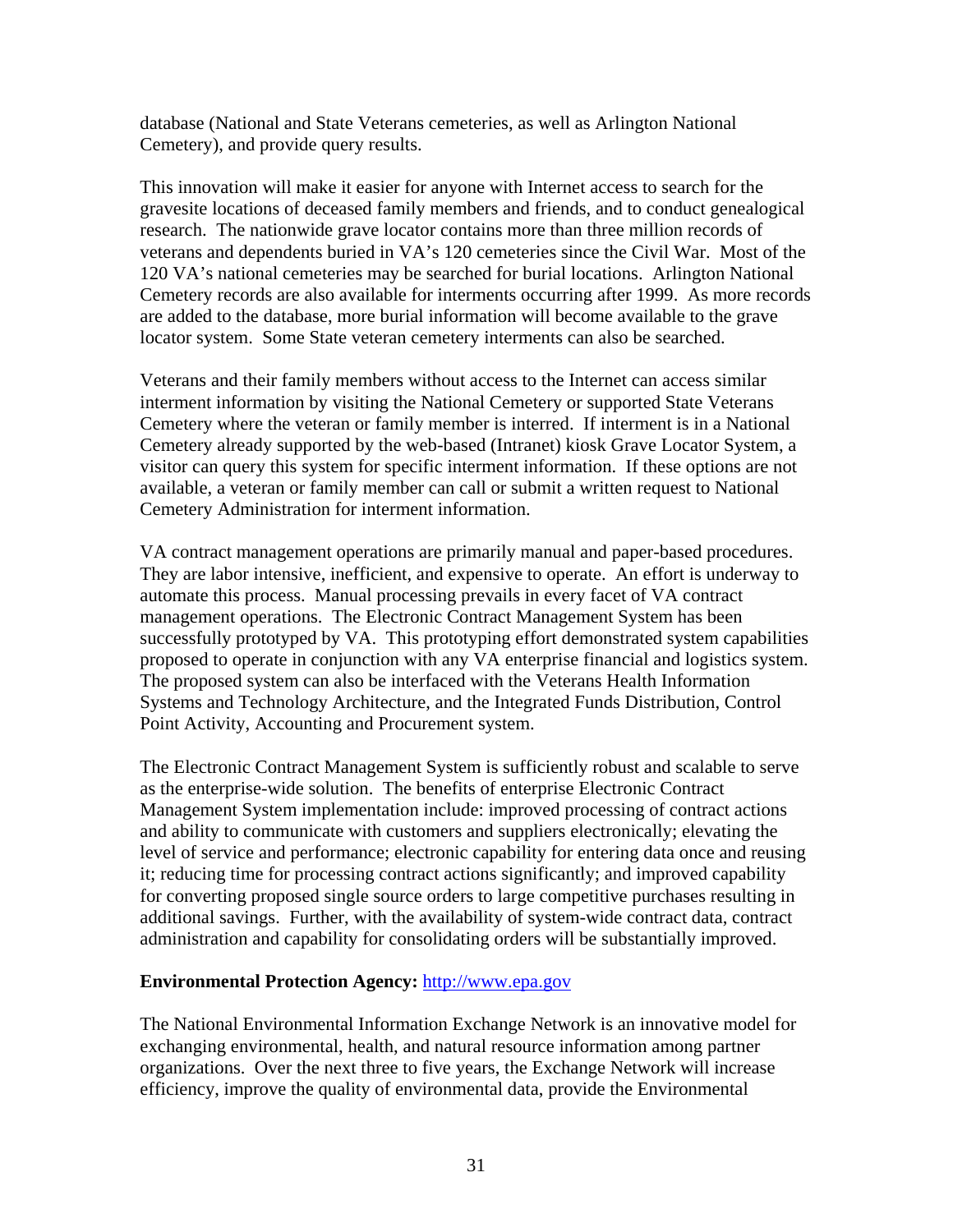database (National and State Veterans cemeteries, as well as Arlington National Cemetery), and provide query results.

This innovation will make it easier for anyone with Internet access to search for the gravesite locations of deceased family members and friends, and to conduct genealogical research. The nationwide grave locator contains more than three million records of veterans and dependents buried in VA's 120 cemeteries since the Civil War. Most of the 120 VA's national cemeteries may be searched for burial locations. Arlington National Cemetery records are also available for interments occurring after 1999. As more records are added to the database, more burial information will become available to the grave locator system. Some State veteran cemetery interments can also be searched.

Veterans and their family members without access to the Internet can access similar interment information by visiting the National Cemetery or supported State Veterans Cemetery where the veteran or family member is interred. If interment is in a National Cemetery already supported by the web-based (Intranet) kiosk Grave Locator System, a visitor can query this system for specific interment information. If these options are not available, a veteran or family member can call or submit a written request to National Cemetery Administration for interment information.

VA contract management operations are primarily manual and paper-based procedures. They are labor intensive, inefficient, and expensive to operate. An effort is underway to automate this process. Manual processing prevails in every facet of VA contract management operations. The Electronic Contract Management System has been successfully prototyped by VA. This prototyping effort demonstrated system capabilities proposed to operate in conjunction with any VA enterprise financial and logistics system. The proposed system can also be interfaced with the Veterans Health Information Systems and Technology Architecture, and the Integrated Funds Distribution, Control Point Activity, Accounting and Procurement system.

The Electronic Contract Management System is sufficiently robust and scalable to serve as the enterprise-wide solution. The benefits of enterprise Electronic Contract Management System implementation include: improved processing of contract actions and ability to communicate with customers and suppliers electronically; elevating the level of service and performance; electronic capability for entering data once and reusing it; reducing time for processing contract actions significantly; and improved capability for converting proposed single source orders to large competitive purchases resulting in additional savings. Further, with the availability of system-wide contract data, contract administration and capability for consolidating orders will be substantially improved.

**Environmental Protection Agency:** http://www.epa.gov

The National Environmental Information Exchange Network is an innovative model for exchanging environmental, health, and natural resource information among partner organizations. Over the next three to five years, the Exchange Network will increase efficiency, improve the quality of environmental data, provide the Environmental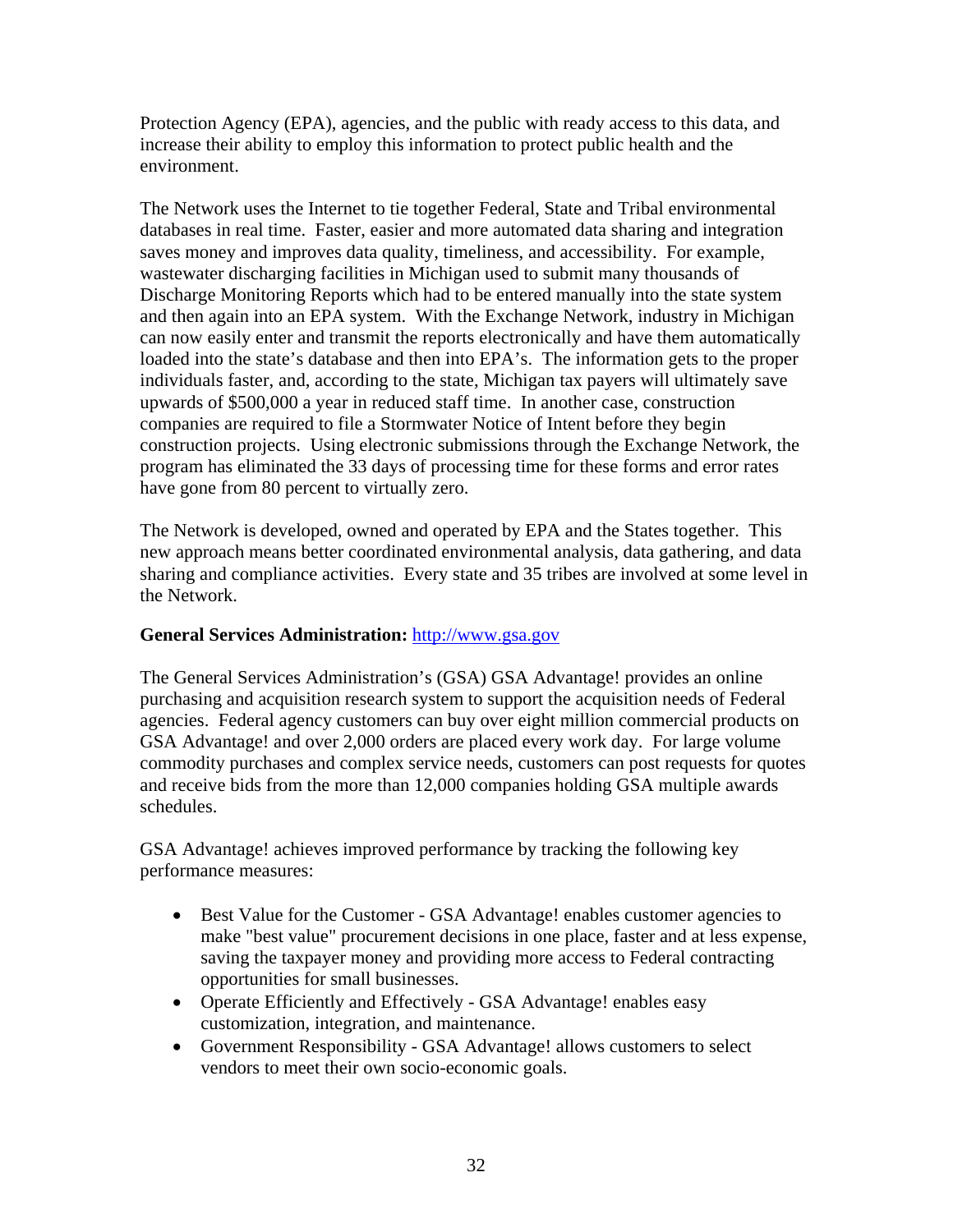Protection Agency (EPA), agencies, and the public with ready access to this data, and increase their ability to employ this information to protect public health and the environment.

The Network uses the Internet to tie together Federal, State and Tribal environmental databases in real time. Faster, easier and more automated data sharing and integration saves money and improves data quality, timeliness, and accessibility. For example, wastewater discharging facilities in Michigan used to submit many thousands of Discharge Monitoring Reports which had to be entered manually into the state system and then again into an EPA system. With the Exchange Network, industry in Michigan can now easily enter and transmit the reports electronically and have them automatically loaded into the state's database and then into EPA's. The information gets to the proper individuals faster, and, according to the state, Michigan tax payers will ultimately save upwards of $500,000 a year in reduced staff time. In another case, construction companies are required to file a Stormwater Notice of Intent before they begin construction projects. Using electronic submissions through the Exchange Network, the program has eliminated the 33 days of processing time for these forms and error rates have gone from 80 percent to virtually zero.

The Network is developed, owned and operated by EPA and the States together. This new approach means better coordinated environmental analysis, data gathering, and data sharing and compliance activities. Every state and 35 tribes are involved at some level in the Network.

**General Services Administration:** http://www.gsa.gov

The General Services Administration's (GSA) GSA Advantage! provides an online purchasing and acquisition research system to support the acquisition needs of Federal agencies. Federal agency customers can buy over eight million commercial products on GSA Advantage! and over 2,000 orders are placed every work day. For large volume commodity purchases and complex service needs, customers can post requests for quotes and receive bids from the more than 12,000 companies holding GSA multiple awards schedules.

GSA Advantage! achieves improved performance by tracking the following key performance measures:

- Best Value for the Customer - GSA Advantage! enables customer agencies to make "best value" procurement decisions in one place, faster and at less expense, saving the taxpayer money and providing more access to Federal contracting opportunities for small businesses.
- Operate Efficiently and Effectively - GSA Advantage! enables easy customization, integration, and maintenance.
- Government Responsibility - GSA Advantage! allows customers to select vendors to meet their own socio-economic goals.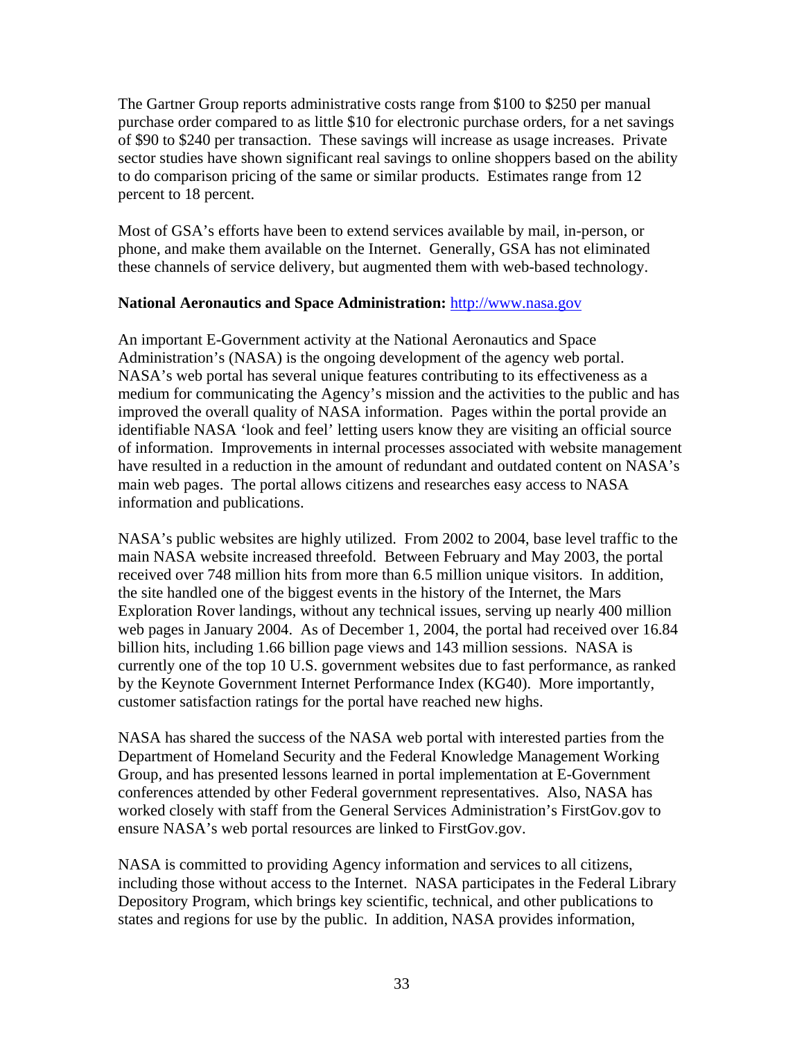The Gartner Group reports administrative costs range from $100 to $250 per manual purchase order compared to as little $10 for electronic purchase orders, for a net savings of $90 to $240 per transaction. These savings will increase as usage increases. Private sector studies have shown significant real savings to online shoppers based on the ability to do comparison pricing of the same or similar products. Estimates range from 12 percent to 18 percent.

Most of GSA's efforts have been to extend services available by mail, in-person, or phone, and make them available on the Internet. Generally, GSA has not eliminated these channels of service delivery, but augmented them with web-based technology.

**National Aeronautics and Space Administration:** http://www.nasa.gov

An important E-Government activity at the National Aeronautics and Space Administration's (NASA) is the ongoing development of the agency web portal. NASA's web portal has several unique features contributing to its effectiveness as a medium for communicating the Agency's mission and the activities to the public and has improved the overall quality of NASA information. Pages within the portal provide an identifiable NASA 'look and feel' letting users know they are visiting an official source of information. Improvements in internal processes associated with website management have resulted in a reduction in the amount of redundant and outdated content on NASA's main web pages. The portal allows citizens and researches easy access to NASA information and publications.

NASA's public websites are highly utilized. From 2002 to 2004, base level traffic to the main NASA website increased threefold. Between February and May 2003, the portal received over 748 million hits from more than 6.5 million unique visitors. In addition, the site handled one of the biggest events in the history of the Internet, the Mars Exploration Rover landings, without any technical issues, serving up nearly 400 million web pages in January 2004. As of December 1, 2004, the portal had received over 16.84 billion hits, including 1.66 billion page views and 143 million sessions. NASA is currently one of the top 10 U.S. government websites due to fast performance, as ranked by the Keynote Government Internet Performance Index (KG40). More importantly, customer satisfaction ratings for the portal have reached new highs.

NASA has shared the success of the NASA web portal with interested parties from the Department of Homeland Security and the Federal Knowledge Management Working Group, and has presented lessons learned in portal implementation at E-Government conferences attended by other Federal government representatives. Also, NASA has worked closely with staff from the General Services Administration's FirstGov.gov to ensure NASA's web portal resources are linked to FirstGov.gov.

NASA is committed to providing Agency information and services to all citizens, including those without access to the Internet. NASA participates in the Federal Library Depository Program, which brings key scientific, technical, and other publications to states and regions for use by the public. In addition, NASA provides information,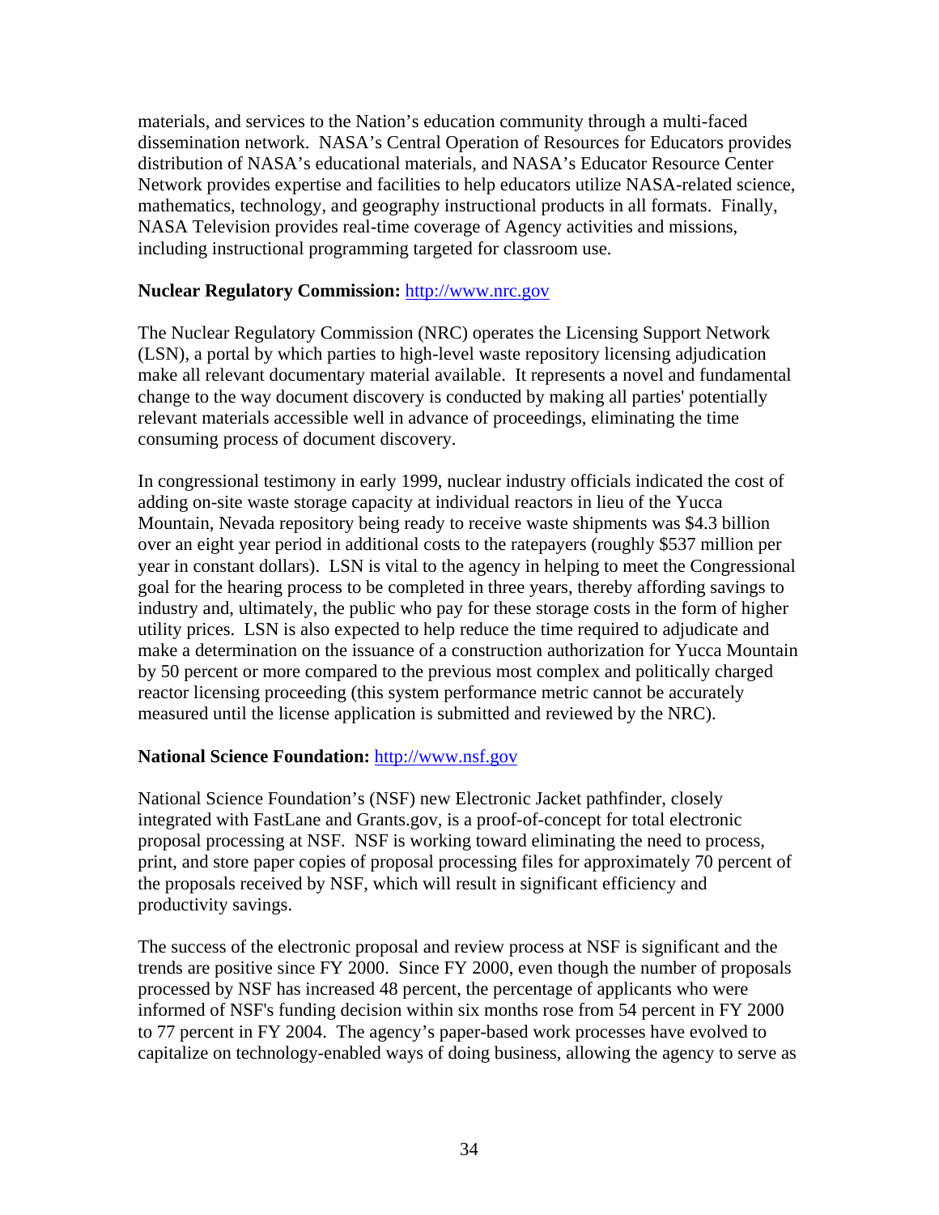materials, and services to the Nation's education community through a multi-faced dissemination network. NASA's Central Operation of Resources for Educators provides distribution of NASA's educational materials, and NASA's Educator Resource Center Network provides expertise and facilities to help educators utilize NASA-related science, mathematics, technology, and geography instructional products in all formats. Finally, NASA Television provides real-time coverage of Agency activities and missions, including instructional programming targeted for classroom use.

**Nuclear Regulatory Commission:** http://www.nrc.gov

The Nuclear Regulatory Commission (NRC) operates the Licensing Support Network (LSN), a portal by which parties to high-level waste repository licensing adjudication make all relevant documentary material available. It represents a novel and fundamental change to the way document discovery is conducted by making all parties' potentially relevant materials accessible well in advance of proceedings, eliminating the time consuming process of document discovery.

In congressional testimony in early 1999, nuclear industry officials indicated the cost of adding on-site waste storage capacity at individual reactors in lieu of the Yucca Mountain, Nevada repository being ready to receive waste shipments was $4.3 billion over an eight year period in additional costs to the ratepayers (roughly $537 million per year in constant dollars). LSN is vital to the agency in helping to meet the Congressional goal for the hearing process to be completed in three years, thereby affording savings to industry and, ultimately, the public who pay for these storage costs in the form of higher utility prices. LSN is also expected to help reduce the time required to adjudicate and make a determination on the issuance of a construction authorization for Yucca Mountain by 50 percent or more compared to the previous most complex and politically charged reactor licensing proceeding (this system performance metric cannot be accurately measured until the license application is submitted and reviewed by the NRC).

**National Science Foundation:** http://www.nsf.gov

National Science Foundation's (NSF) new Electronic Jacket pathfinder, closely integrated with FastLane and Grants.gov, is a proof-of-concept for total electronic proposal processing at NSF. NSF is working toward eliminating the need to process, print, and store paper copies of proposal processing files for approximately 70 percent of the proposals received by NSF, which will result in significant efficiency and productivity savings.

The success of the electronic proposal and review process at NSF is significant and the trends are positive since FY 2000. Since FY 2000, even though the number of proposals processed by NSF has increased 48 percent, the percentage of applicants who were informed of NSF's funding decision within six months rose from 54 percent in FY 2000 to 77 percent in FY 2004. The agency's paper-based work processes have evolved to capitalize on technology-enabled ways of doing business, allowing the agency to serve as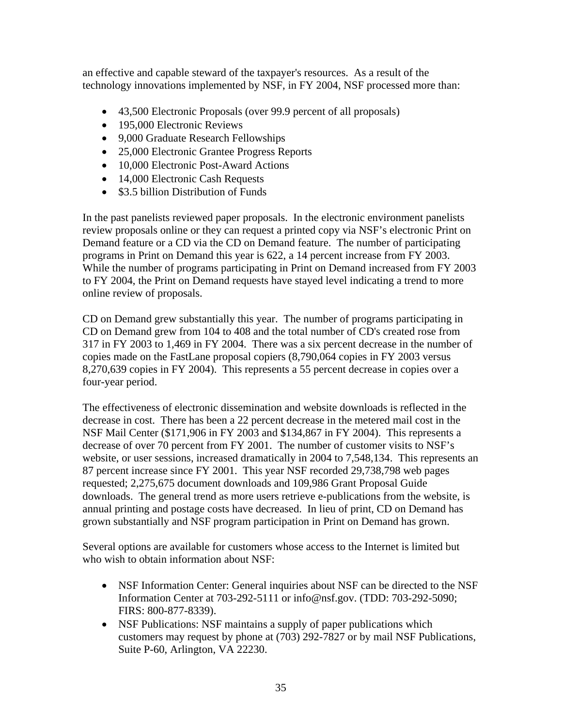an effective and capable steward of the taxpayer's resources. As a result of the technology innovations implemented by NSF, in FY 2004, NSF processed more than:

- 43,500 Electronic Proposals (over 99.9 percent of all proposals)
- 195,000 Electronic Reviews
- 9,000 Graduate Research Fellowships
- 25,000 Electronic Grantee Progress Reports
- 10,000 Electronic Post-Award Actions
- 14,000 Electronic Cash Requests
- $3.5 billion Distribution of Funds

In the past panelists reviewed paper proposals. In the electronic environment panelists review proposals online or they can request a printed copy via NSF's electronic Print on Demand feature or a CD via the CD on Demand feature. The number of participating programs in Print on Demand this year is 622, a 14 percent increase from FY 2003. While the number of programs participating in Print on Demand increased from FY 2003 to FY 2004, the Print on Demand requests have stayed level indicating a trend to more online review of proposals.

CD on Demand grew substantially this year. The number of programs participating in CD on Demand grew from 104 to 408 and the total number of CD's created rose from 317 in FY 2003 to 1,469 in FY 2004. There was a six percent decrease in the number of copies made on the FastLane proposal copiers (8,790,064 copies in FY 2003 versus 8,270,639 copies in FY 2004). This represents a 55 percent decrease in copies over a four-year period.

The effectiveness of electronic dissemination and website downloads is reflected in the decrease in cost. There has been a 22 percent decrease in the metered mail cost in the NSF Mail Center ($171,906 in FY 2003 and $134,867 in FY 2004). This represents a decrease of over 70 percent from FY 2001. The number of customer visits to NSF's website, or user sessions, increased dramatically in 2004 to 7,548,134. This represents an 87 percent increase since FY 2001. This year NSF recorded 29,738,798 web pages requested; 2,275,675 document downloads and 109,986 Grant Proposal Guide downloads. The general trend as more users retrieve e-publications from the website, is annual printing and postage costs have decreased. In lieu of print, CD on Demand has grown substantially and NSF program participation in Print on Demand has grown.

Several options are available for customers whose access to the Internet is limited but who wish to obtain information about NSF:

- NSF Information Center: General inquiries about NSF can be directed to the NSF Information Center at 703-292-5111 or info@nsf.gov. (TDD: 703-292-5090; FIRS: 800-877-8339).
- NSF Publications: NSF maintains a supply of paper publications which customers may request by phone at (703) 292-7827 or by mail NSF Publications, Suite P-60, Arlington, VA 22230.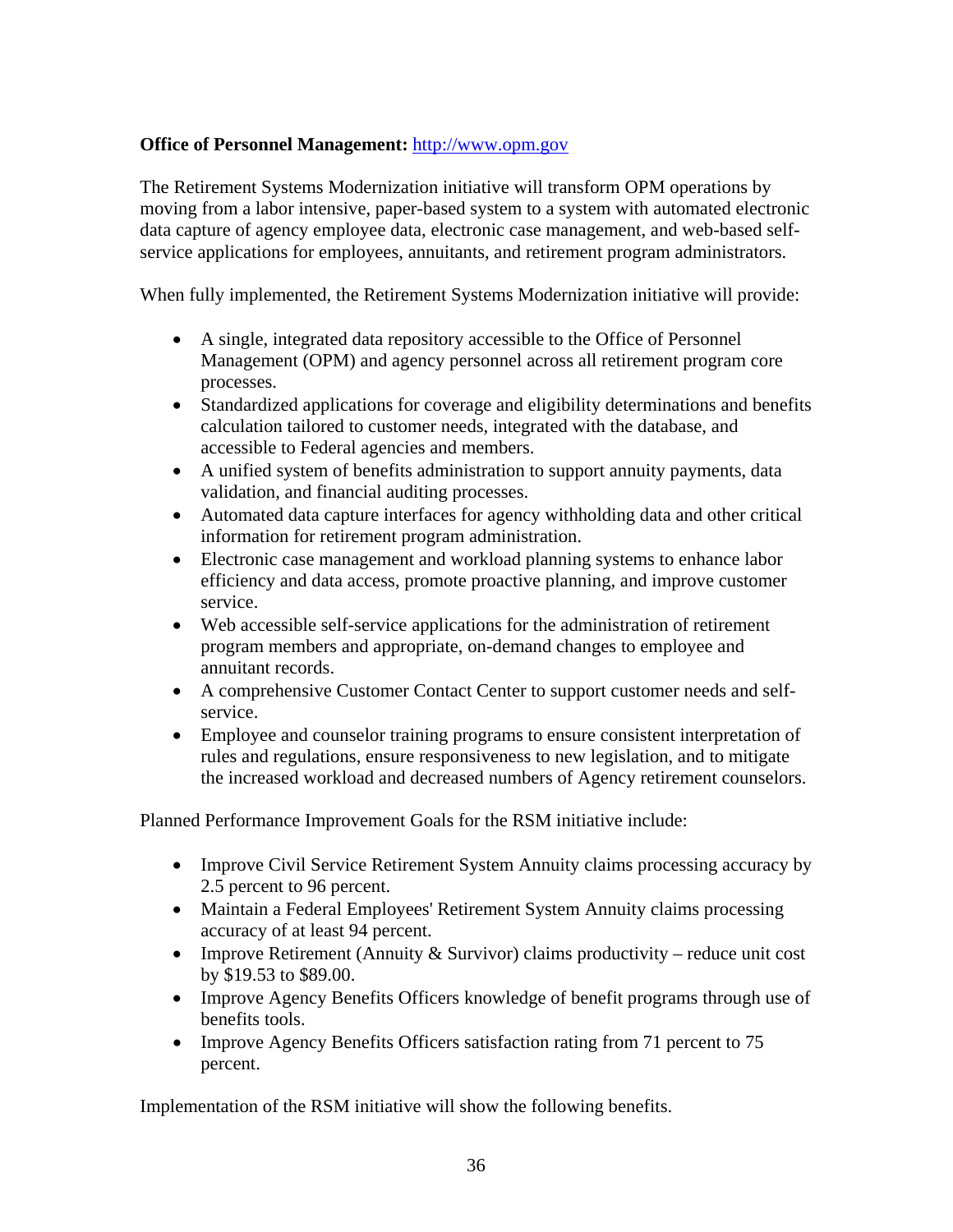**Office of Personnel Management:** [http://www.opm.gov](http://www.opm.gov)

The Retirement Systems Modernization initiative will transform OPM operations by moving from a labor intensive, paper-based system to a system with automated electronic data capture of agency employee data, electronic case management, and web-based self-service applications for employees, annuitants, and retirement program administrators.

When fully implemented, the Retirement Systems Modernization initiative will provide:

- A single, integrated data repository accessible to the Office of Personnel Management (OPM) and agency personnel across all retirement program core processes.
- Standardized applications for coverage and eligibility determinations and benefits calculation tailored to customer needs, integrated with the database, and accessible to Federal agencies and members.
- A unified system of benefits administration to support annuity payments, data validation, and financial auditing processes.
- Automated data capture interfaces for agency withholding data and other critical information for retirement program administration.
- Electronic case management and workload planning systems to enhance labor efficiency and data access, promote proactive planning, and improve customer service.
- Web accessible self-service applications for the administration of retirement program members and appropriate, on-demand changes to employee and annuitant records.
- A comprehensive Customer Contact Center to support customer needs and self-service.
- Employee and counselor training programs to ensure consistent interpretation of rules and regulations, ensure responsiveness to new legislation, and to mitigate the increased workload and decreased numbers of Agency retirement counselors.

Planned Performance Improvement Goals for the RSM initiative include:

- Improve Civil Service Retirement System Annuity claims processing accuracy by 2.5 percent to 96 percent.
- Maintain a Federal Employees' Retirement System Annuity claims processing accuracy of at least 94 percent.
- Improve Retirement (Annuity & Survivor) claims productivity – reduce unit cost by $19.53 to $89.00.
- Improve Agency Benefits Officers knowledge of benefit programs through use of benefits tools.
- Improve Agency Benefits Officers satisfaction rating from 71 percent to 75 percent.

Implementation of the RSM initiative will show the following benefits.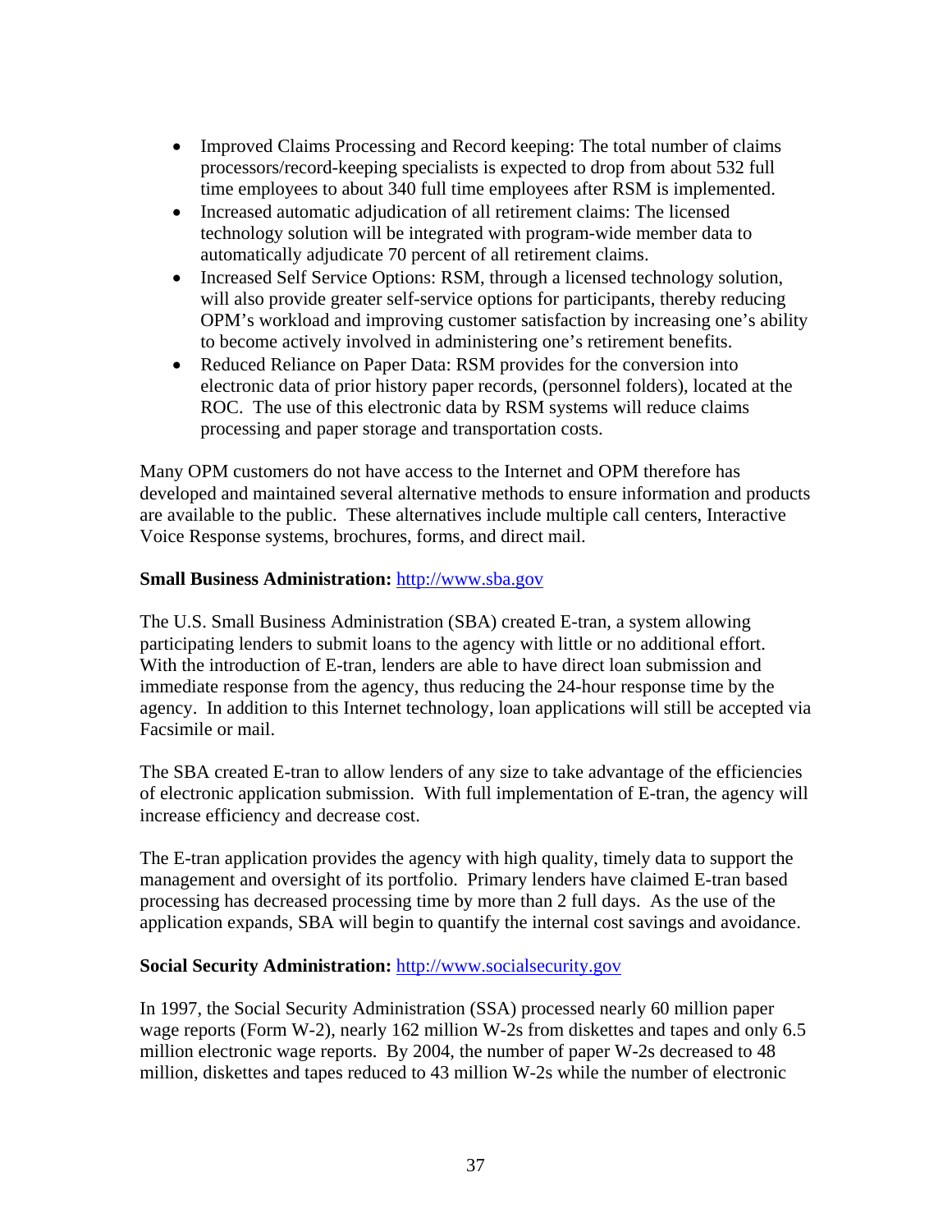- Improved Claims Processing and Record keeping: The total number of claims processors/record-keeping specialists is expected to drop from about 532 full time employees to about 340 full time employees after RSM is implemented.
- Increased automatic adjudication of all retirement claims: The licensed technology solution will be integrated with program-wide member data to automatically adjudicate 70 percent of all retirement claims.
- Increased Self Service Options: RSM, through a licensed technology solution, will also provide greater self-service options for participants, thereby reducing OPM's workload and improving customer satisfaction by increasing one's ability to become actively involved in administering one's retirement benefits.
- Reduced Reliance on Paper Data: RSM provides for the conversion into electronic data of prior history paper records, (personnel folders), located at the ROC. The use of this electronic data by RSM systems will reduce claims processing and paper storage and transportation costs.

Many OPM customers do not have access to the Internet and OPM therefore has developed and maintained several alternative methods to ensure information and products are available to the public. These alternatives include multiple call centers, Interactive Voice Response systems, brochures, forms, and direct mail.

**Small Business Administration:** http://www.sba.gov

The U.S. Small Business Administration (SBA) created E-tran, a system allowing participating lenders to submit loans to the agency with little or no additional effort. With the introduction of E-tran, lenders are able to have direct loan submission and immediate response from the agency, thus reducing the 24-hour response time by the agency. In addition to this Internet technology, loan applications will still be accepted via Facsimile or mail.

The SBA created E-tran to allow lenders of any size to take advantage of the efficiencies of electronic application submission. With full implementation of E-tran, the agency will increase efficiency and decrease cost.

The E-tran application provides the agency with high quality, timely data to support the management and oversight of its portfolio. Primary lenders have claimed E-tran based processing has decreased processing time by more than 2 full days. As the use of the application expands, SBA will begin to quantify the internal cost savings and avoidance.

**Social Security Administration:** http://www.socialsecurity.gov

In 1997, the Social Security Administration (SSA) processed nearly 60 million paper wage reports (Form W-2), nearly 162 million W-2s from diskettes and tapes and only 6.5 million electronic wage reports. By 2004, the number of paper W-2s decreased to 48 million, diskettes and tapes reduced to 43 million W-2s while the number of electronic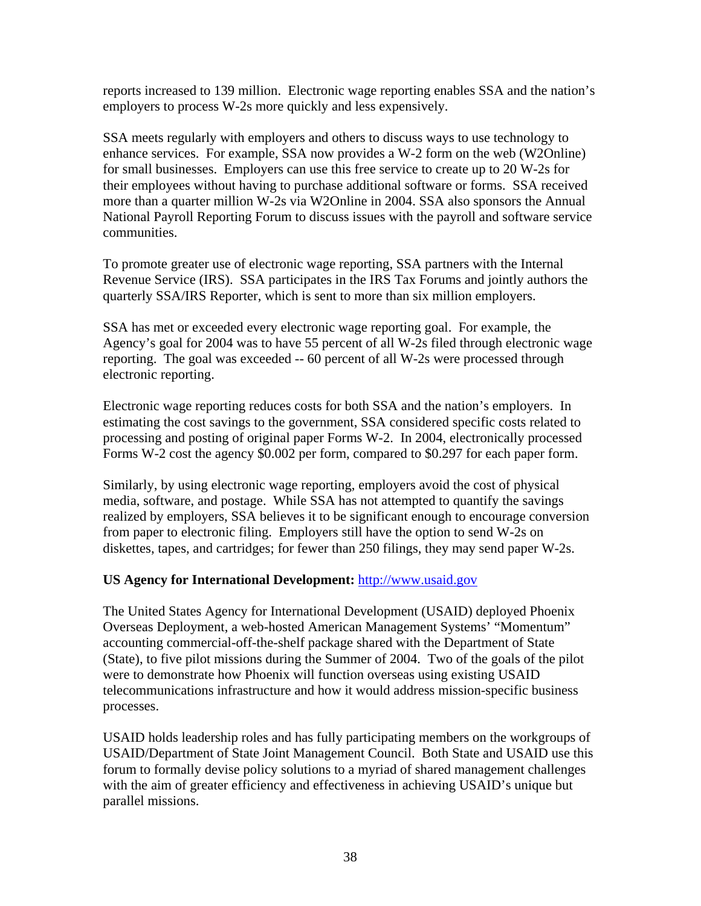reports increased to 139 million. Electronic wage reporting enables SSA and the nation's employers to process W-2s more quickly and less expensively.

SSA meets regularly with employers and others to discuss ways to use technology to enhance services. For example, SSA now provides a W-2 form on the web (W2Online) for small businesses. Employers can use this free service to create up to 20 W-2s for their employees without having to purchase additional software or forms. SSA received more than a quarter million W-2s via W2Online in 2004. SSA also sponsors the Annual National Payroll Reporting Forum to discuss issues with the payroll and software service communities.

To promote greater use of electronic wage reporting, SSA partners with the Internal Revenue Service (IRS). SSA participates in the IRS Tax Forums and jointly authors the quarterly SSA/IRS Reporter, which is sent to more than six million employers.

SSA has met or exceeded every electronic wage reporting goal. For example, the Agency's goal for 2004 was to have 55 percent of all W-2s filed through electronic wage reporting. The goal was exceeded -- 60 percent of all W-2s were processed through electronic reporting.

Electronic wage reporting reduces costs for both SSA and the nation's employers. In estimating the cost savings to the government, SSA considered specific costs related to processing and posting of original paper Forms W-2. In 2004, electronically processed Forms W-2 cost the agency $0.002 per form, compared to $0.297 for each paper form.

Similarly, by using electronic wage reporting, employers avoid the cost of physical media, software, and postage. While SSA has not attempted to quantify the savings realized by employers, SSA believes it to be significant enough to encourage conversion from paper to electronic filing. Employers still have the option to send W-2s on diskettes, tapes, and cartridges; for fewer than 250 filings, they may send paper W-2s.

**US Agency for International Development:** [http://www.usaid.gov](http://www.usaid.gov)

The United States Agency for International Development (USAID) deployed Phoenix Overseas Deployment, a web-hosted American Management Systems' "Momentum" accounting commercial-off-the-shelf package shared with the Department of State (State), to five pilot missions during the Summer of 2004. Two of the goals of the pilot were to demonstrate how Phoenix will function overseas using existing USAID telecommunications infrastructure and how it would address mission-specific business processes.

USAID holds leadership roles and has fully participating members on the workgroups of USAID/Department of State Joint Management Council. Both State and USAID use this forum to formally devise policy solutions to a myriad of shared management challenges with the aim of greater efficiency and effectiveness in achieving USAID's unique but parallel missions.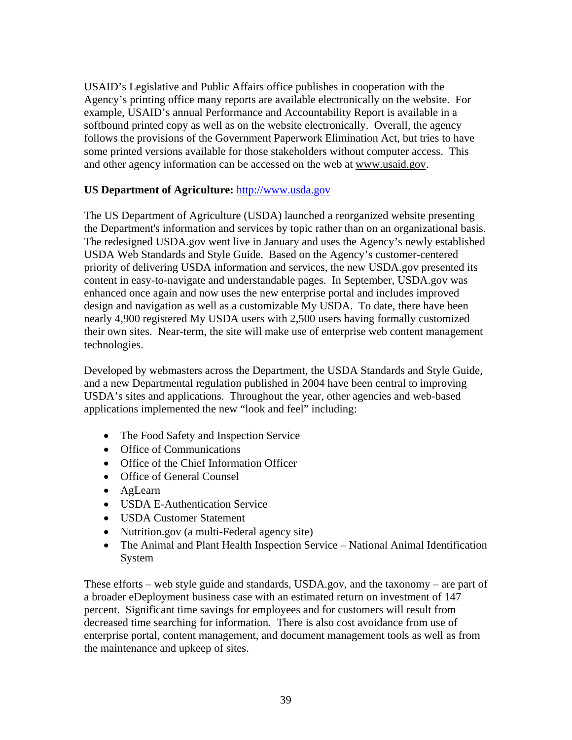USAID's Legislative and Public Affairs office publishes in cooperation with the Agency's printing office many reports are available electronically on the website. For example, USAID's annual Performance and Accountability Report is available in a softbound printed copy as well as on the website electronically. Overall, the agency follows the provisions of the Government Paperwork Elimination Act, but tries to have some printed versions available for those stakeholders without computer access. This and other agency information can be accessed on the web at www.usaid.gov.

**US Department of Agriculture:** http://www.usda.gov

The US Department of Agriculture (USDA) launched a reorganized website presenting the Department's information and services by topic rather than on an organizational basis. The redesigned USDA.gov went live in January and uses the Agency's newly established USDA Web Standards and Style Guide. Based on the Agency's customer-centered priority of delivering USDA information and services, the new USDA.gov presented its content in easy-to-navigate and understandable pages. In September, USDA.gov was enhanced once again and now uses the new enterprise portal and includes improved design and navigation as well as a customizable My USDA. To date, there have been nearly 4,900 registered My USDA users with 2,500 users having formally customized their own sites. Near-term, the site will make use of enterprise web content management technologies.

Developed by webmasters across the Department, the USDA Standards and Style Guide, and a new Departmental regulation published in 2004 have been central to improving USDA's sites and applications. Throughout the year, other agencies and web-based applications implemented the new "look and feel" including:

- The Food Safety and Inspection Service
- Office of Communications
- Office of the Chief Information Officer
- Office of General Counsel
- AgLearn
- USDA E-Authentication Service
- USDA Customer Statement
- Nutrition.gov (a multi-Federal agency site)
- The Animal and Plant Health Inspection Service – National Animal Identification System

These efforts – web style guide and standards, USDA.gov, and the taxonomy – are part of a broader eDeployment business case with an estimated return on investment of 147 percent. Significant time savings for employees and for customers will result from decreased time searching for information. There is also cost avoidance from use of enterprise portal, content management, and document management tools as well as from the maintenance and upkeep of sites.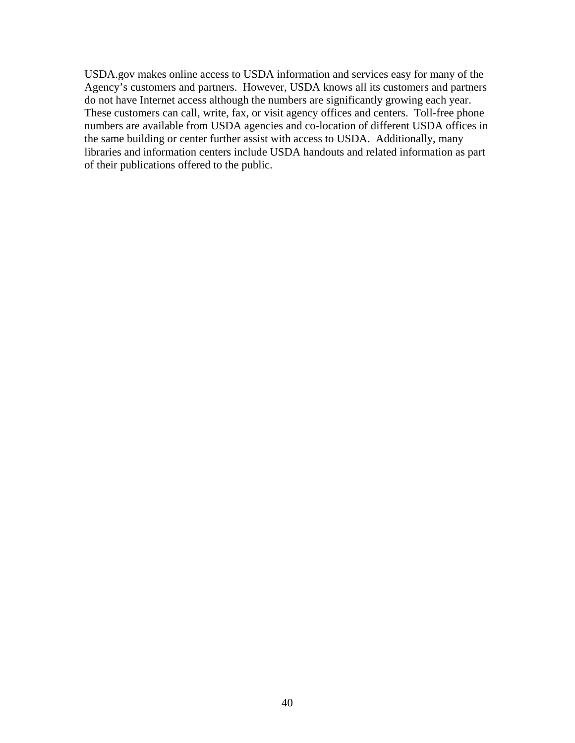USDA.gov makes online access to USDA information and services easy for many of the Agency's customers and partners. However, USDA knows all its customers and partners do not have Internet access although the numbers are significantly growing each year. These customers can call, write, fax, or visit agency offices and centers. Toll-free phone numbers are available from USDA agencies and co-location of different USDA offices in the same building or center further assist with access to USDA. Additionally, many libraries and information centers include USDA handouts and related information as part of their publications offered to the public.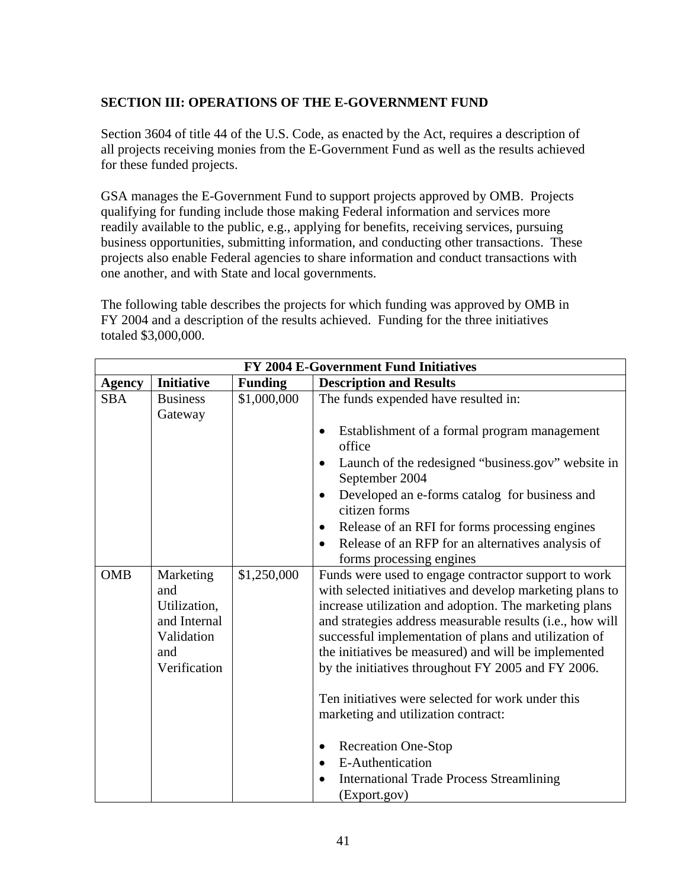## SECTION III: OPERATIONS OF THE E-GOVERNMENT FUND

Section 3604 of title 44 of the U.S. Code, as enacted by the Act, requires a description of all projects receiving monies from the E-Government Fund as well as the results achieved for these funded projects.

GSA manages the E-Government Fund to support projects approved by OMB. Projects qualifying for funding include those making Federal information and services more readily available to the public, e.g., applying for benefits, receiving services, pursuing business opportunities, submitting information, and conducting other transactions. These projects also enable Federal agencies to share information and conduct transactions with one another, and with State and local governments.

The following table describes the projects for which funding was approved by OMB in FY 2004 and a description of the results achieved. Funding for the three initiatives totaled $3,000,000.

| FY 2004 E-Government Fund Initiatives | | | |
|---|---|---|---|
| **Agency** | **Initiative** | **Funding** | **Description and Results** |
| SBA | Business Gateway | $1,000,000 | The funds expended have resulted in:<br><br>• Establishment of a formal program management office<br>• Launch of the redesigned "business.gov" website in September 2004<br>• Developed an e-forms catalog for business and citizen forms<br>• Release of an RFI for forms processing engines<br>• Release of an RFP for an alternatives analysis of forms processing engines |
| OMB | Marketing and Utilization, and Internal Validation and Verification | $1,250,000 | Funds were used to engage contractor support to work with selected initiatives and develop marketing plans to increase utilization and adoption. The marketing plans and strategies address measurable results (i.e., how will successful implementation of plans and utilization of the initiatives be measured) and will be implemented by the initiatives throughout FY 2005 and FY 2006.<br><br>Ten initiatives were selected for work under this marketing and utilization contract:<br><br>• Recreation One-Stop<br>• E-Authentication<br>• International Trade Process Streamlining (Export.gov) |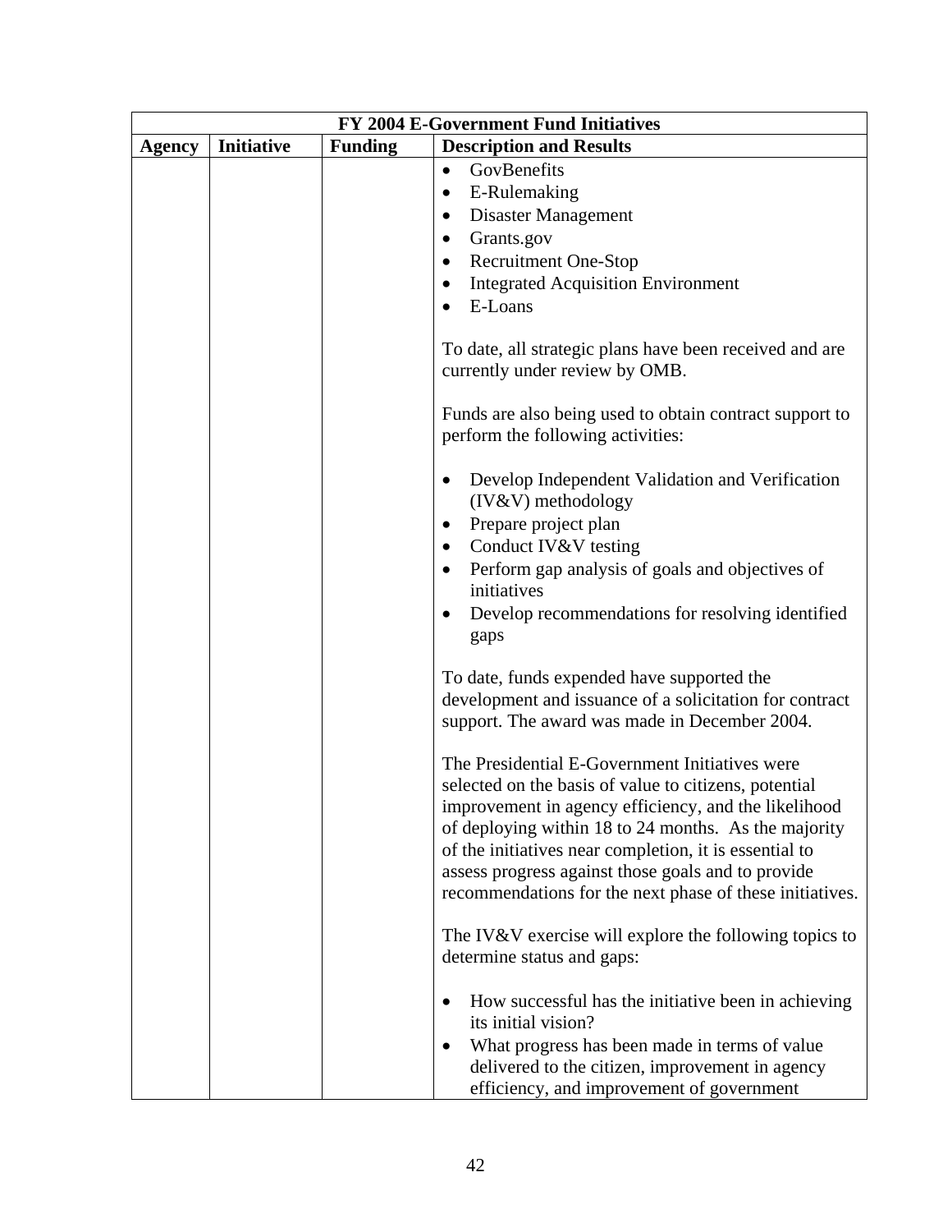| FY 2004 E-Government Fund Initiatives | | | |
|---|---|---|---|
| **Agency** | **Initiative** | **Funding** | **Description and Results** |
| | | | • GovBenefits<br>• E-Rulemaking<br>• Disaster Management<br>• Grants.gov<br>• Recruitment One-Stop<br>• Integrated Acquisition Environment<br>• E-Loans<br><br>To date, all strategic plans have been received and are currently under review by OMB.<br><br>Funds are also being used to obtain contract support to perform the following activities:<br><br>• Develop Independent Validation and Verification (IV&V) methodology<br>• Prepare project plan<br>• Conduct IV&V testing<br>• Perform gap analysis of goals and objectives of initiatives<br>• Develop recommendations for resolving identified gaps<br><br>To date, funds expended have supported the development and issuance of a solicitation for contract support. The award was made in December 2004.<br><br>The Presidential E-Government Initiatives were selected on the basis of value to citizens, potential improvement in agency efficiency, and the likelihood of deploying within 18 to 24 months. As the majority of the initiatives near completion, it is essential to assess progress against those goals and to provide recommendations for the next phase of these initiatives.<br><br>The IV&V exercise will explore the following topics to determine status and gaps:<br><br>• How successful has the initiative been in achieving its initial vision?<br>• What progress has been made in terms of value delivered to the citizen, improvement in agency efficiency, and improvement of government |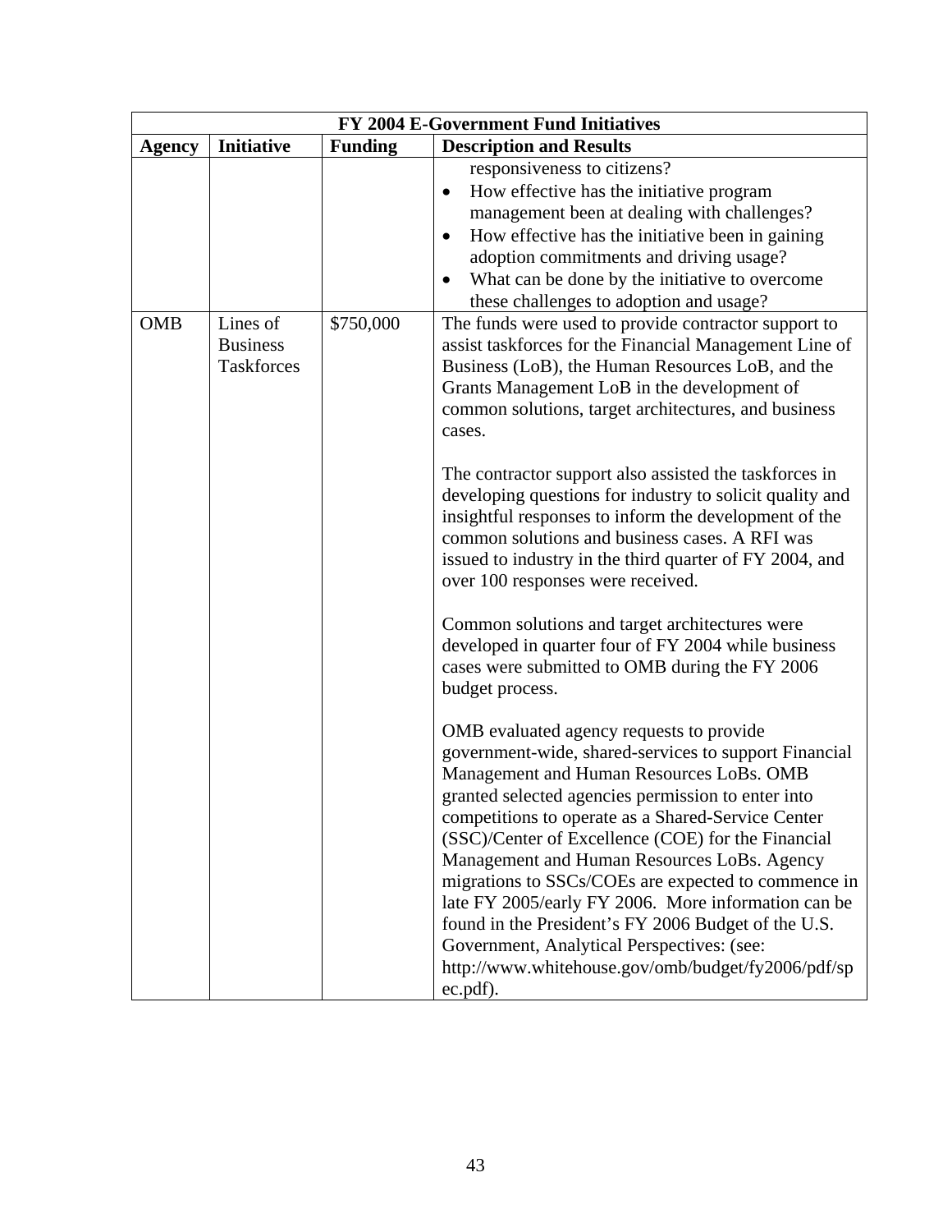| FY 2004 E-Government Fund Initiatives | | | |
|---|---|---|---|
| **Agency** | **Initiative** | **Funding** | **Description and Results** |
| | | | responsiveness to citizens?<br>• How effective has the initiative program management been at dealing with challenges?<br>• How effective has the initiative been in gaining adoption commitments and driving usage?<br>• What can be done by the initiative to overcome these challenges to adoption and usage? |
| OMB | Lines of Business Taskforces | $750,000 | The funds were used to provide contractor support to assist taskforces for the Financial Management Line of Business (LoB), the Human Resources LoB, and the Grants Management LoB in the development of common solutions, target architectures, and business cases.<br><br>The contractor support also assisted the taskforces in developing questions for industry to solicit quality and insightful responses to inform the development of the common solutions and business cases. A RFI was issued to industry in the third quarter of FY 2004, and over 100 responses were received.<br><br>Common solutions and target architectures were developed in quarter four of FY 2004 while business cases were submitted to OMB during the FY 2006 budget process.<br><br>OMB evaluated agency requests to provide government-wide, shared-services to support Financial Management and Human Resources LoBs. OMB granted selected agencies permission to enter into competitions to operate as a Shared-Service Center (SSC)/Center of Excellence (COE) for the Financial Management and Human Resources LoBs. Agency migrations to SSCs/COEs are expected to commence in late FY 2005/early FY 2006. More information can be found in the President's FY 2006 Budget of the U.S. Government, Analytical Perspectives: (see: http://www.whitehouse.gov/omb/budget/fy2006/pdf/spec.pdf). |